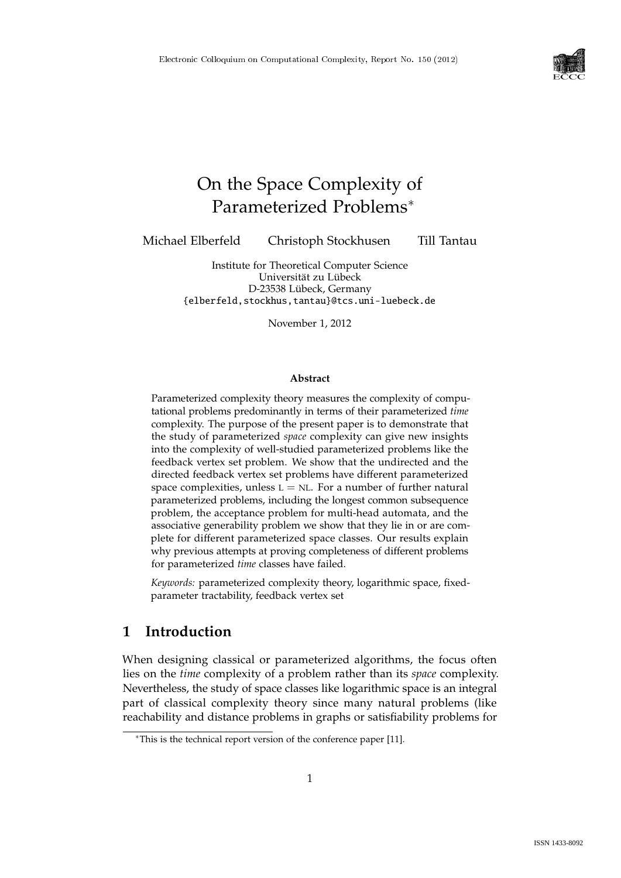Electronic Colloquium on Computational Complexity, Report No. 150 (2012)

# On the Space Complexity of Parameterized Problems*

Michael Elberfeld Christoph Stockhusen Till Tantau

Institute for Theoretical Computer Science
Universität zu Lübeck
D-23538 Lübeck, Germany
{elberfeld,stockhus,tantau}@tcs.uni-luebeck.de

November 1, 2012

**Abstract**

Parameterized complexity theory measures the complexity of computational problems predominantly in terms of their parameterized *time* complexity. The purpose of the present paper is to demonstrate that the study of parameterized *space* complexity can give new insights into the complexity of well-studied parameterized problems like the feedback vertex set problem. We show that the undirected and the directed feedback vertex set problems have different parameterized space complexities, unless L = NL. For a number of further natural parameterized problems, including the longest common subsequence problem, the acceptance problem for multi-head automata, and the associative generability problem we show that they lie in or are complete for different parameterized space classes. Our results explain why previous attempts at proving completeness of different problems for parameterized *time* classes have failed.

*Keywords:* parameterized complexity theory, logarithmic space, fixed-parameter tractability, feedback vertex set

## 1 Introduction

When designing classical or parameterized algorithms, the focus often lies on the *time* complexity of a problem rather than its *space* complexity. Nevertheless, the study of space classes like logarithmic space is an integral part of classical complexity theory since many natural problems (like reachability and distance problems in graphs or satisfiability problems for

*This is the technical report version of the conference paper [11].

ISSN 1433-8092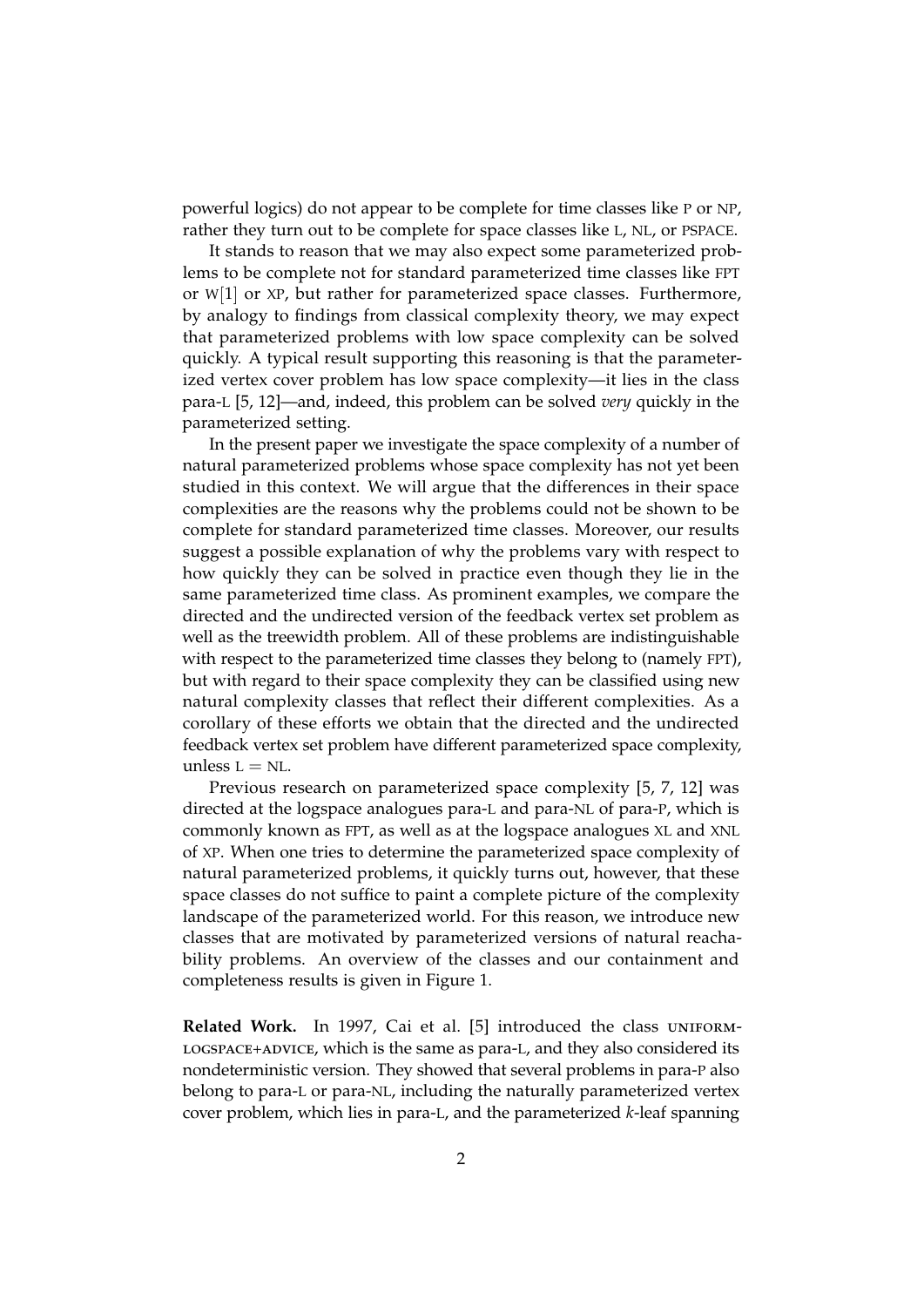powerful logics) do not appear to be complete for time classes like P or NP, rather they turn out to be complete for space classes like L, NL, or PSPACE.

It stands to reason that we may also expect some parameterized problems to be complete not for standard parameterized time classes like FPT or W[1] or XP, but rather for parameterized space classes. Furthermore, by analogy to findings from classical complexity theory, we may expect that parameterized problems with low space complexity can be solved quickly. A typical result supporting this reasoning is that the parameterized vertex cover problem has low space complexity—it lies in the class para-L [5, 12]—and, indeed, this problem can be solved *very* quickly in the parameterized setting.

In the present paper we investigate the space complexity of a number of natural parameterized problems whose space complexity has not yet been studied in this context. We will argue that the differences in their space complexities are the reasons why the problems could not be shown to be complete for standard parameterized time classes. Moreover, our results suggest a possible explanation of why the problems vary with respect to how quickly they can be solved in practice even though they lie in the same parameterized time class. As prominent examples, we compare the directed and the undirected version of the feedback vertex set problem as well as the treewidth problem. All of these problems are indistinguishable with respect to the parameterized time classes they belong to (namely FPT), but with regard to their space complexity they can be classified using new natural complexity classes that reflect their different complexities. As a corollary of these efforts we obtain that the directed and the undirected feedback vertex set problem have different parameterized space complexity, unless $\text{L} = \text{NL}$.

Previous research on parameterized space complexity [5, 7, 12] was directed at the logspace analogues para-L and para-NL of para-P, which is commonly known as FPT, as well as at the logspace analogues XL and XNL of XP. When one tries to determine the parameterized space complexity of natural parameterized problems, it quickly turns out, however, that these space classes do not suffice to paint a complete picture of the complexity landscape of the parameterized world. For this reason, we introduce new classes that are motivated by parameterized versions of natural reachability problems. An overview of the classes and our containment and completeness results is given in Figure 1.

**Related Work.** In 1997, Cai et al. [5] introduced the class UNIFORM-LOGSPACE+ADVICE, which is the same as para-L, and they also considered its nondeterministic version. They showed that several problems in para-P also belong to para-L or para-NL, including the naturally parameterized vertex cover problem, which lies in para-L, and the parameterized $k$-leaf spanning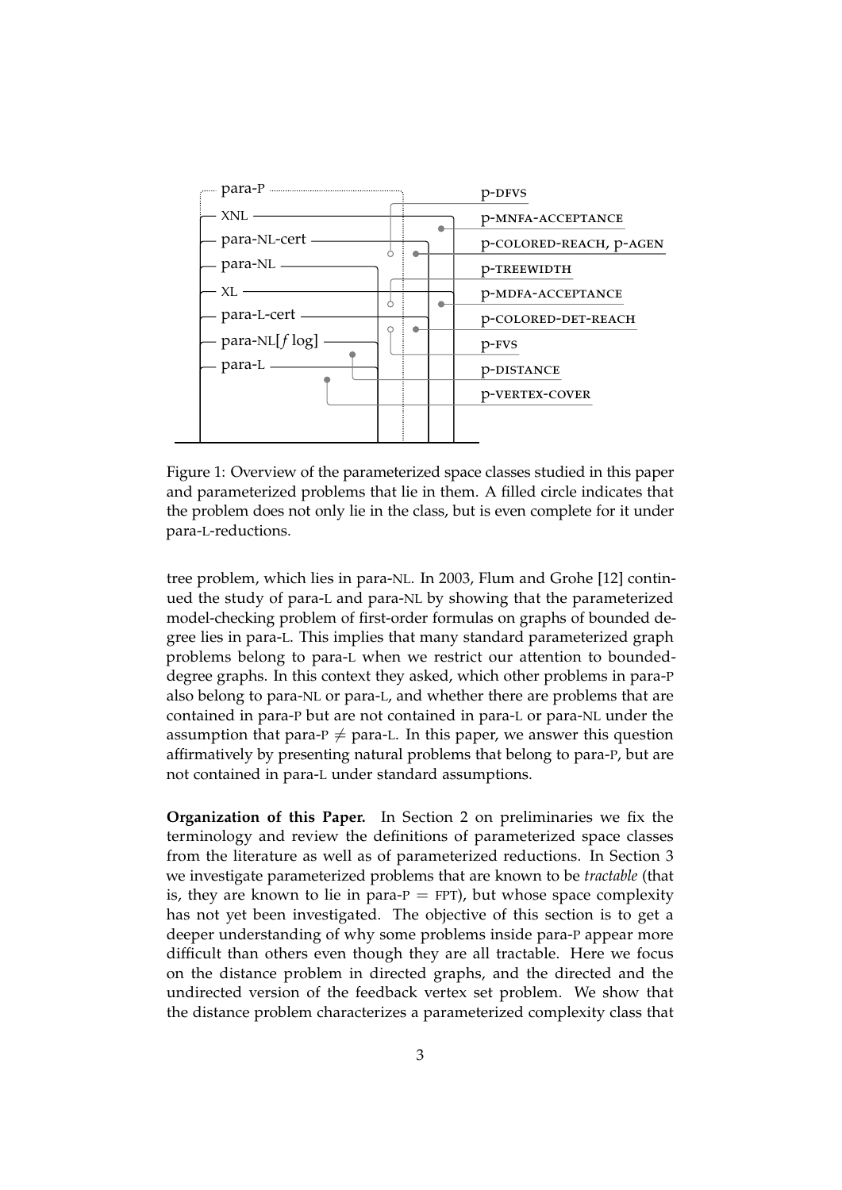Figure 1: Overview of the parameterized space classes studied in this paper and parameterized problems that lie in them. A filled circle indicates that the problem does not only lie in the class, but is even complete for it under para-L-reductions.

tree problem, which lies in para-NL. In 2003, Flum and Grohe [12] continued the study of para-L and para-NL by showing that the parameterized model-checking problem of first-order formulas on graphs of bounded degree lies in para-L. This implies that many standard parameterized graph problems belong to para-L when we restrict our attention to bounded-degree graphs. In this context they asked, which other problems in para-P also belong to para-NL or para-L, and whether there are problems that are contained in para-P but are not contained in para-L or para-NL under the assumption that para-P $\neq$ para-L. In this paper, we answer this question affirmatively by presenting natural problems that belong to para-P, but are not contained in para-L under standard assumptions.

**Organization of this Paper.** In Section 2 on preliminaries we fix the terminology and review the definitions of parameterized space classes from the literature as well as of parameterized reductions. In Section 3 we investigate parameterized problems that are known to be *tractable* (that is, they are known to lie in para-P = FPT), but whose space complexity has not yet been investigated. The objective of this section is to get a deeper understanding of why some problems inside para-P appear more difficult than others even though they are all tractable. Here we focus on the distance problem in directed graphs, and the directed and the undirected version of the feedback vertex set problem. We show that the distance problem characterizes a parameterized complexity class that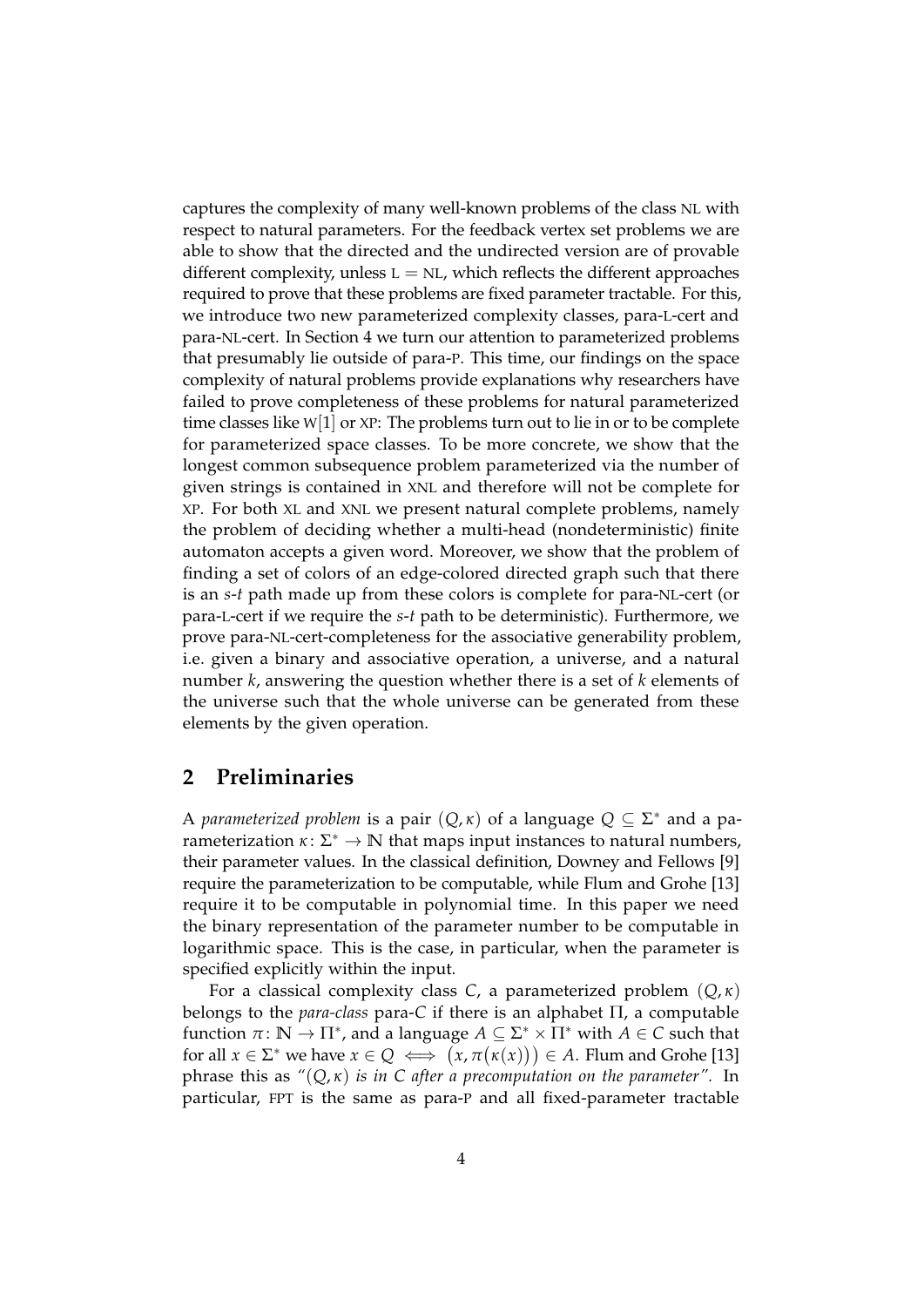captures the complexity of many well-known problems of the class NL with respect to natural parameters. For the feedback vertex set problems we are able to show that the directed and the undirected version are of provable different complexity, unless $\mathrm{L} = \mathrm{NL}$, which reflects the different approaches required to prove that these problems are fixed parameter tractable. For this, we introduce two new parameterized complexity classes, para-L-cert and para-NL-cert. In Section 4 we turn our attention to parameterized problems that presumably lie outside of para-P. This time, our findings on the space complexity of natural problems provide explanations why researchers have failed to prove completeness of these problems for natural parameterized time classes like W[1] or XP: The problems turn out to lie in or to be complete for parameterized space classes. To be more concrete, we show that the longest common subsequence problem parameterized via the number of given strings is contained in XNL and therefore will not be complete for XP. For both XL and XNL we present natural complete problems, namely the problem of deciding whether a multi-head (nondeterministic) finite automaton accepts a given word. Moreover, we show that the problem of finding a set of colors of an edge-colored directed graph such that there is an $s$-$t$ path made up from these colors is complete for para-NL-cert (or para-L-cert if we require the $s$-$t$ path to be deterministic). Furthermore, we prove para-NL-cert-completeness for the associative generability problem, i.e. given a binary and associative operation, a universe, and a natural number $k$, answering the question whether there is a set of $k$ elements of the universe such that the whole universe can be generated from these elements by the given operation.

## 2 Preliminaries

A *parameterized problem* is a pair $(Q, \kappa)$ of a language $Q \subseteq \Sigma^*$ and a parameterization $\kappa \colon \Sigma^* \to \mathbb{N}$ that maps input instances to natural numbers, their parameter values. In the classical definition, Downey and Fellows [9] require the parameterization to be computable, while Flum and Grohe [13] require it to be computable in polynomial time. In this paper we need the binary representation of the parameter number to be computable in logarithmic space. This is the case, in particular, when the parameter is specified explicitly within the input.

For a classical complexity class $C$, a parameterized problem $(Q, \kappa)$ belongs to the *para-class* para-$C$ if there is an alphabet $\Pi$, a computable function $\pi \colon \mathbb{N} \to \Pi^*$, and a language $A \subseteq \Sigma^* \times \Pi^*$ with $A \in C$ such that for all $x \in \Sigma^*$ we have $x \in Q \iff \big(x, \pi(\kappa(x))\big) \in A$. Flum and Grohe [13] phrase this as *"$(Q, \kappa)$ is in $C$ after a precomputation on the parameter"*. In particular, FPT is the same as para-P and all fixed-parameter tractable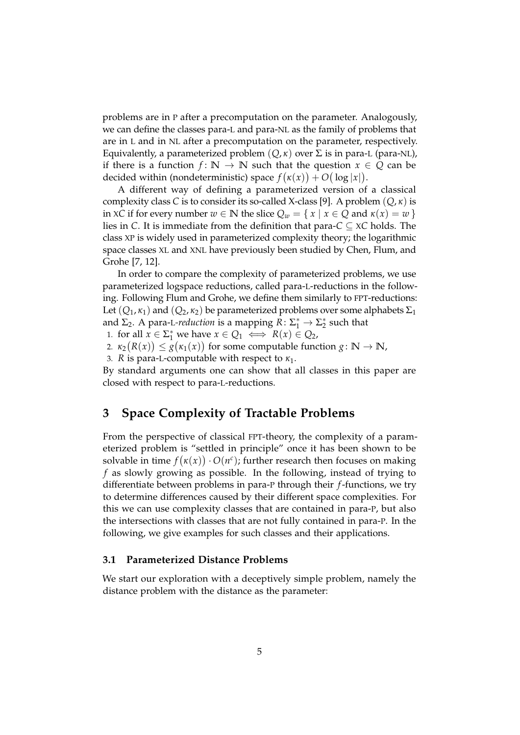problems are in P after a precomputation on the parameter. Analogously, we can define the classes para-L and para-NL as the family of problems that are in L and in NL after a precomputation on the parameter, respectively. Equivalently, a parameterized problem $(Q, \kappa)$ over $\Sigma$ is in para-L (para-NL), if there is a function $f\colon \mathbb{N} \to \mathbb{N}$ such that the question $x \in Q$ can be decided within (nondeterministic) space $f\big(\kappa(x)\big) + O\big(\log |x|\big)$.

A different way of defining a parameterized version of a classical complexity class $C$ is to consider its so-called X-class [9]. A problem $(Q, \kappa)$ is in X$C$ if for every number $w \in \mathbb{N}$ the slice $Q_w = \{\, x \mid x \in Q \text{ and } \kappa(x) = w \,\}$ lies in $C$. It is immediate from the definition that para-$C \subseteq$ X$C$ holds. The class XP is widely used in parameterized complexity theory; the logarithmic space classes XL and XNL have previously been studied by Chen, Flum, and Grohe [7, 12].

In order to compare the complexity of parameterized problems, we use parameterized logspace reductions, called para-L-reductions in the following. Following Flum and Grohe, we define them similarly to FPT-reductions: Let $(Q_1, \kappa_1)$ and $(Q_2, \kappa_2)$ be parameterized problems over some alphabets $\Sigma_1$ and $\Sigma_2$. A para-L-*reduction* is a mapping $R\colon \Sigma_1^* \to \Sigma_2^*$ such that

1. for all $x \in \Sigma_1^*$ we have $x \in Q_1 \iff R(x) \in Q_2$,
2. $\kappa_2\big(R(x)\big) \le g\big(\kappa_1(x)\big)$ for some computable function $g\colon \mathbb{N} \to \mathbb{N}$,
3. $R$ is para-L-computable with respect to $\kappa_1$.

By standard arguments one can show that all classes in this paper are closed with respect to para-L-reductions.

## 3 Space Complexity of Tractable Problems

From the perspective of classical FPT-theory, the complexity of a parameterized problem is "settled in principle" once it has been shown to be solvable in time $f\big(\kappa(x)\big) \cdot O(n^c)$; further research then focuses on making $f$ as slowly growing as possible. In the following, instead of trying to differentiate between problems in para-P through their $f$-functions, we try to determine differences caused by their different space complexities. For this we can use complexity classes that are contained in para-P, but also the intersections with classes that are not fully contained in para-P. In the following, we give examples for such classes and their applications.

### 3.1 Parameterized Distance Problems

We start our exploration with a deceptively simple problem, namely the distance problem with the distance as the parameter: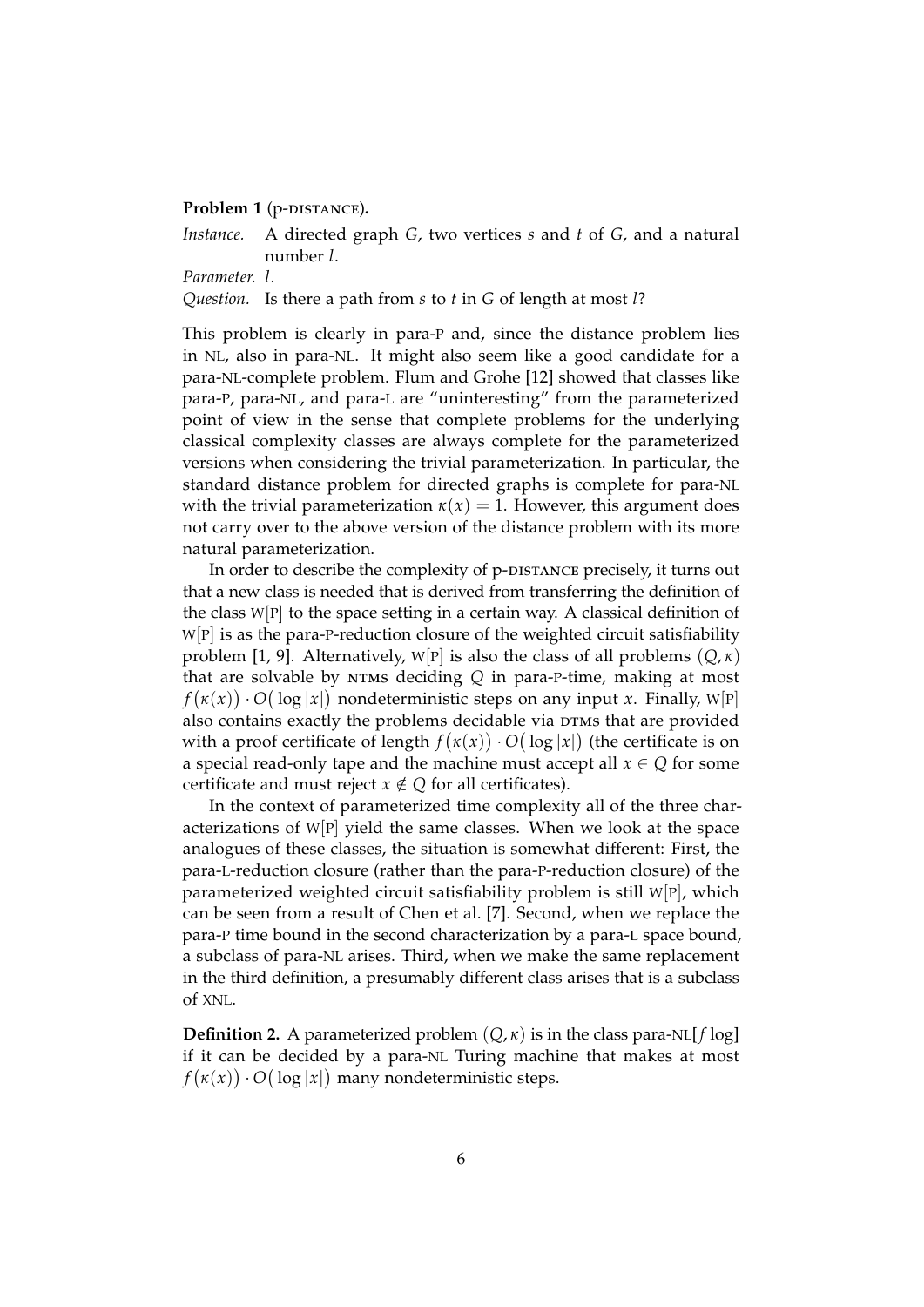**Problem 1** (p-DISTANCE)**.**

*Instance.* A directed graph $G$, two vertices $s$ and $t$ of $G$, and a natural number $l$.

*Parameter.* $l$.

*Question.* Is there a path from $s$ to $t$ in $G$ of length at most $l$?

This problem is clearly in para-P and, since the distance problem lies in NL, also in para-NL. It might also seem like a good candidate for a para-NL-complete problem. Flum and Grohe [12] showed that classes like para-P, para-NL, and para-L are "uninteresting" from the parameterized point of view in the sense that complete problems for the underlying classical complexity classes are always complete for the parameterized versions when considering the trivial parameterization. In particular, the standard distance problem for directed graphs is complete for para-NL with the trivial parameterization $\kappa(x) = 1$. However, this argument does not carry over to the above version of the distance problem with its more natural parameterization.

In order to describe the complexity of p-DISTANCE precisely, it turns out that a new class is needed that is derived from transferring the definition of the class W[P] to the space setting in a certain way. A classical definition of W[P] is as the para-P-reduction closure of the weighted circuit satisfiability problem [1, 9]. Alternatively, W[P] is also the class of all problems $(Q, \kappa)$ that are solvable by NTMs deciding $Q$ in para-P-time, making at most $f\big(\kappa(x)\big) \cdot O\big(\log |x|\big)$ nondeterministic steps on any input $x$. Finally, W[P] also contains exactly the problems decidable via DTMs that are provided with a proof certificate of length $f\big(\kappa(x)\big) \cdot O\big(\log |x|\big)$ (the certificate is on a special read-only tape and the machine must accept all $x \in Q$ for some certificate and must reject $x \notin Q$ for all certificates).

In the context of parameterized time complexity all of the three characterizations of W[P] yield the same classes. When we look at the space analogues of these classes, the situation is somewhat different: First, the para-L-reduction closure (rather than the para-P-reduction closure) of the parameterized weighted circuit satisfiability problem is still W[P], which can be seen from a result of Chen et al. [7]. Second, when we replace the para-P time bound in the second characterization by a para-L space bound, a subclass of para-NL arises. Third, when we make the same replacement in the third definition, a presumably different class arises that is a subclass of XNL.

**Definition 2.** A parameterized problem $(Q, \kappa)$ is in the class para-NL$[f \log]$ if it can be decided by a para-NL Turing machine that makes at most $f\big(\kappa(x)\big) \cdot O\big(\log |x|\big)$ many nondeterministic steps.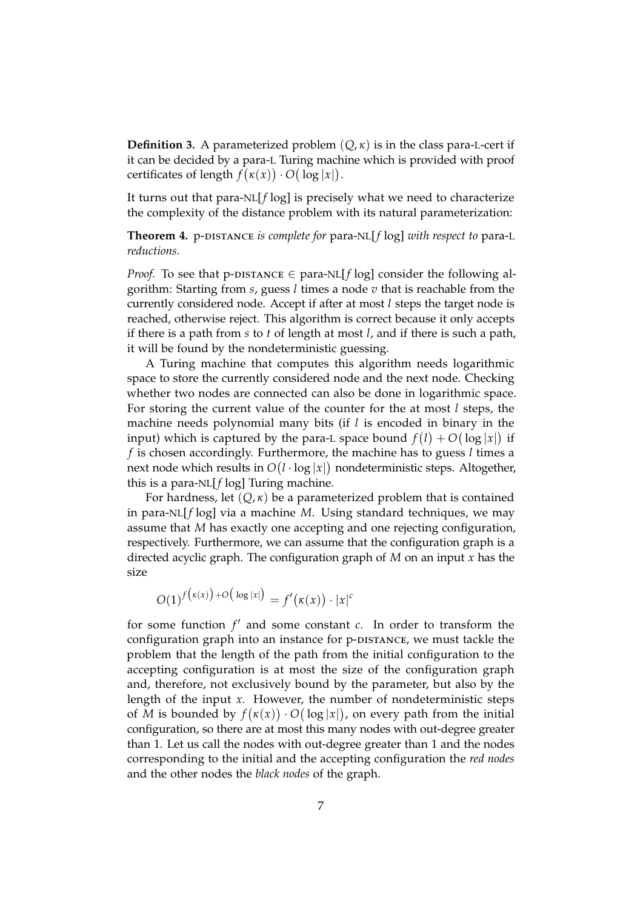**Definition 3.** A parameterized problem $(Q, \kappa)$ is in the class para-L-cert if it can be decided by a para-L Turing machine which is provided with proof certificates of length $f\big(\kappa(x)\big) \cdot O\big(\log |x|\big)$.

It turns out that para-NL[$f$ log] is precisely what we need to characterize the complexity of the distance problem with its natural parameterization:

**Theorem 4.** p-DISTANCE *is complete for* para-NL[$f$ log] *with respect to* para-L *reductions.*

*Proof.* To see that p-DISTANCE $\in$ para-NL[$f$ log] consider the following algorithm: Starting from $s$, guess $l$ times a node $v$ that is reachable from the currently considered node. Accept if after at most $l$ steps the target node is reached, otherwise reject. This algorithm is correct because it only accepts if there is a path from $s$ to $t$ of length at most $l$, and if there is such a path, it will be found by the nondeterministic guessing.

A Turing machine that computes this algorithm needs logarithmic space to store the currently considered node and the next node. Checking whether two nodes are connected can also be done in logarithmic space. For storing the current value of the counter for the at most $l$ steps, the machine needs polynomial many bits (if $l$ is encoded in binary in the input) which is captured by the para-L space bound $f\big(l\big) + O\big(\log |x|\big)$ if $f$ is chosen accordingly. Furthermore, the machine has to guess $l$ times a next node which results in $O\big(l \cdot \log |x|\big)$ nondeterministic steps. Altogether, this is a para-NL[$f$ log] Turing machine.

For hardness, let $(Q, \kappa)$ be a parameterized problem that is contained in para-NL[$f$ log] via a machine $M$. Using standard techniques, we may assume that $M$ has exactly one accepting and one rejecting configuration, respectively. Furthermore, we can assume that the configuration graph is a directed acyclic graph. The configuration graph of $M$ on an input $x$ has the size

$$O(1)^{f\big(\kappa(x)\big)+O\big(\log |x|\big)} = f'\big(\kappa(x)\big) \cdot |x|^c$$

for some function $f'$ and some constant $c$. In order to transform the configuration graph into an instance for p-DISTANCE, we must tackle the problem that the length of the path from the initial configuration to the accepting configuration is at most the size of the configuration graph and, therefore, not exclusively bound by the parameter, but also by the length of the input $x$. However, the number of nondeterministic steps of $M$ is bounded by $f\big(\kappa(x)\big) \cdot O\big(\log |x|\big)$, on every path from the initial configuration, so there are at most this many nodes with out-degree greater than 1. Let us call the nodes with out-degree greater than 1 and the nodes corresponding to the initial and the accepting configuration the *red nodes* and the other nodes the *black nodes* of the graph.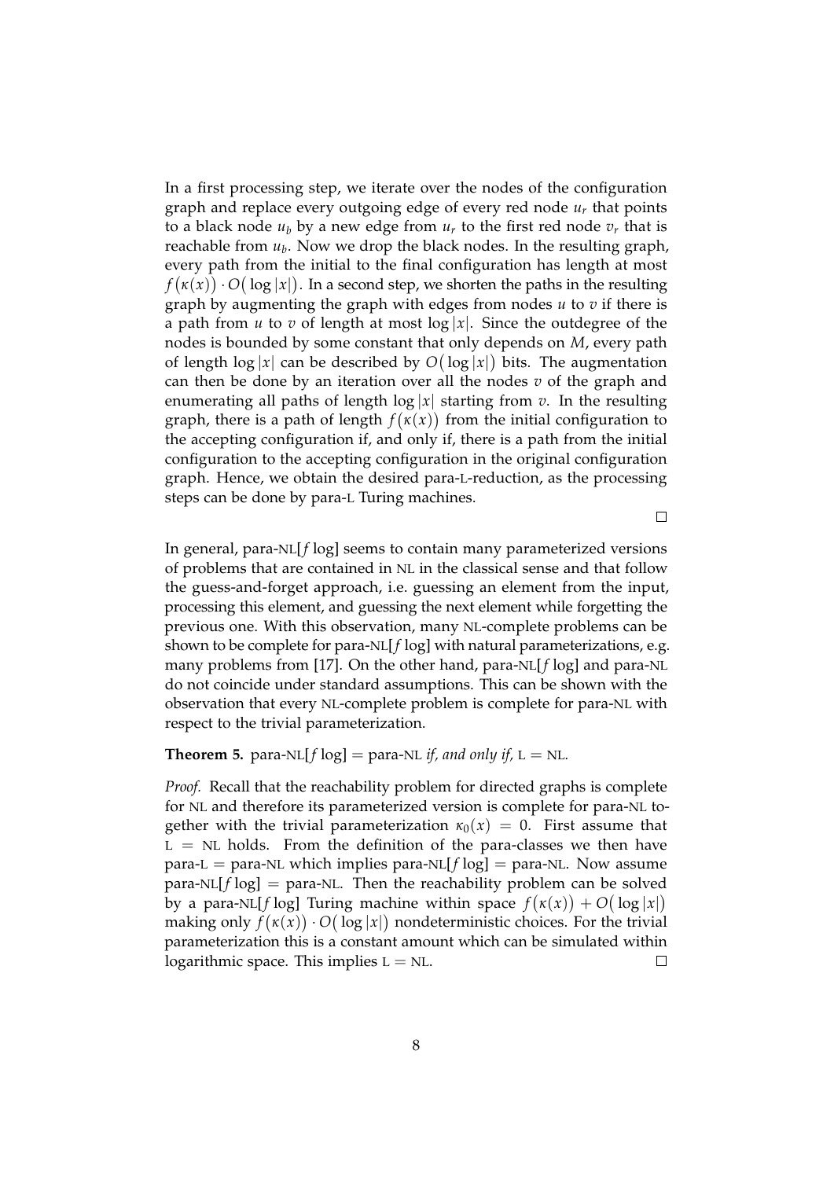In a first processing step, we iterate over the nodes of the configuration graph and replace every outgoing edge of every red node $u_r$ that points to a black node $u_b$ by a new edge from $u_r$ to the first red node $v_r$ that is reachable from $u_b$. Now we drop the black nodes. In the resulting graph, every path from the initial to the final configuration has length at most $f\big(\kappa(x)\big) \cdot O\big(\log|x|\big)$. In a second step, we shorten the paths in the resulting graph by augmenting the graph with edges from nodes $u$ to $v$ if there is a path from $u$ to $v$ of length at most $\log|x|$. Since the outdegree of the nodes is bounded by some constant that only depends on $M$, every path of length $\log|x|$ can be described by $O\big(\log|x|\big)$ bits. The augmentation can then be done by an iteration over all the nodes $v$ of the graph and enumerating all paths of length $\log|x|$ starting from $v$. In the resulting graph, there is a path of length $f\big(\kappa(x)\big)$ from the initial configuration to the accepting configuration if, and only if, there is a path from the initial configuration to the accepting configuration in the original configuration graph. Hence, we obtain the desired para-L-reduction, as the processing steps can be done by para-L Turing machines. □

In general, para-NL[$f \log$] seems to contain many parameterized versions of problems that are contained in NL in the classical sense and that follow the guess-and-forget approach, i.e. guessing an element from the input, processing this element, and guessing the next element while forgetting the previous one. With this observation, many NL-complete problems can be shown to be complete for para-NL[$f \log$] with natural parameterizations, e.g. many problems from [17]. On the other hand, para-NL[$f \log$] and para-NL do not coincide under standard assumptions. This can be shown with the observation that every NL-complete problem is complete for para-NL with respect to the trivial parameterization.

**Theorem 5.** para-NL[$f \log$] $=$ para-NL *if, and only if,* L $=$ NL*.*

*Proof.* Recall that the reachability problem for directed graphs is complete for NL and therefore its parameterized version is complete for para-NL together with the trivial parameterization $\kappa_0(x) = 0$. First assume that L $=$ NL holds. From the definition of the para-classes we then have para-L $=$ para-NL which implies para-NL[$f \log$] $=$ para-NL. Now assume para-NL[$f \log$] $=$ para-NL. Then the reachability problem can be solved by a para-NL[$f \log$] Turing machine within space $f\big(\kappa(x)\big) + O\big(\log|x|\big)$ making only $f\big(\kappa(x)\big) \cdot O\big(\log|x|\big)$ nondeterministic choices. For the trivial parameterization this is a constant amount which can be simulated within logarithmic space. This implies L $=$ NL. □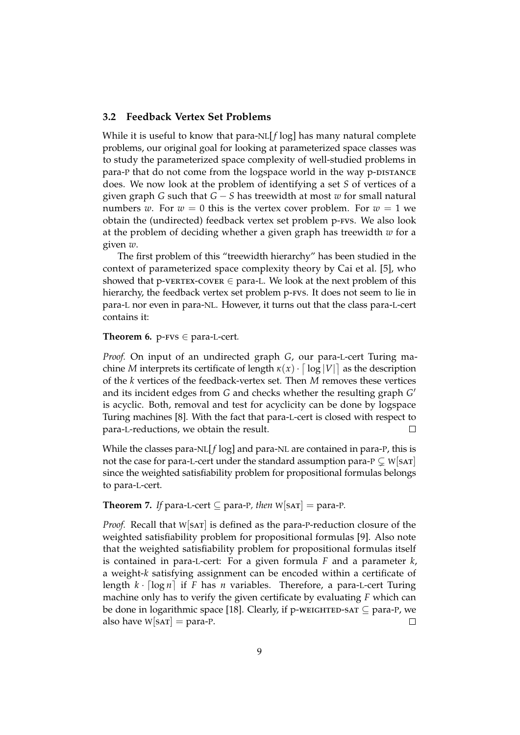### 3.2 Feedback Vertex Set Problems

While it is useful to know that para-NL[$f$ log] has many natural complete problems, our original goal for looking at parameterized space classes was to study the parameterized space complexity of well-studied problems in para-P that do not come from the logspace world in the way p-DISTANCE does. We now look at the problem of identifying a set $S$ of vertices of a given graph $G$ such that $G - S$ has treewidth at most $w$ for small natural numbers $w$. For $w = 0$ this is the vertex cover problem. For $w = 1$ we obtain the (undirected) feedback vertex set problem p-FVS. We also look at the problem of deciding whether a given graph has treewidth $w$ for a given $w$.

The first problem of this "treewidth hierarchy" has been studied in the context of parameterized space complexity theory by Cai et al. [5], who showed that p-VERTEX-COVER $\in$ para-L. We look at the next problem of this hierarchy, the feedback vertex set problem p-FVS. It does not seem to lie in para-L nor even in para-NL. However, it turns out that the class para-L-cert contains it:

**Theorem 6.** *p-FVS $\in$ para-L-cert.*

*Proof.* On input of an undirected graph $G$, our para-L-cert Turing machine $M$ interprets its certificate of length $\kappa(x) \cdot \lceil \log |V| \rceil$ as the description of the $k$ vertices of the feedback-vertex set. Then $M$ removes these vertices and its incident edges from $G$ and checks whether the resulting graph $G'$ is acyclic. Both, removal and test for acyclicity can be done by logspace Turing machines [8]. With the fact that para-L-cert is closed with respect to para-L-reductions, we obtain the result. $\square$

While the classes para-NL[$f$ log] and para-NL are contained in para-P, this is not the case for para-L-cert under the standard assumption para-P $\subsetneq$ W[SAT] since the weighted satisfiability problem for propositional formulas belongs to para-L-cert.

**Theorem 7.** *If para-L-cert $\subseteq$ para-P, then W[SAT] $=$ para-P.*

*Proof.* Recall that W[SAT] is defined as the para-P-reduction closure of the weighted satisfiability problem for propositional formulas [9]. Also note that the weighted satisfiability problem for propositional formulas itself is contained in para-L-cert: For a given formula $F$ and a parameter $k$, a weight-$k$ satisfying assignment can be encoded within a certificate of length $k \cdot \lceil \log n \rceil$ if $F$ has $n$ variables. Therefore, a para-L-cert Turing machine only has to verify the given certificate by evaluating $F$ which can be done in logarithmic space [18]. Clearly, if p-WEIGHTED-SAT $\subseteq$ para-P, we also have W[SAT] $=$ para-P. $\square$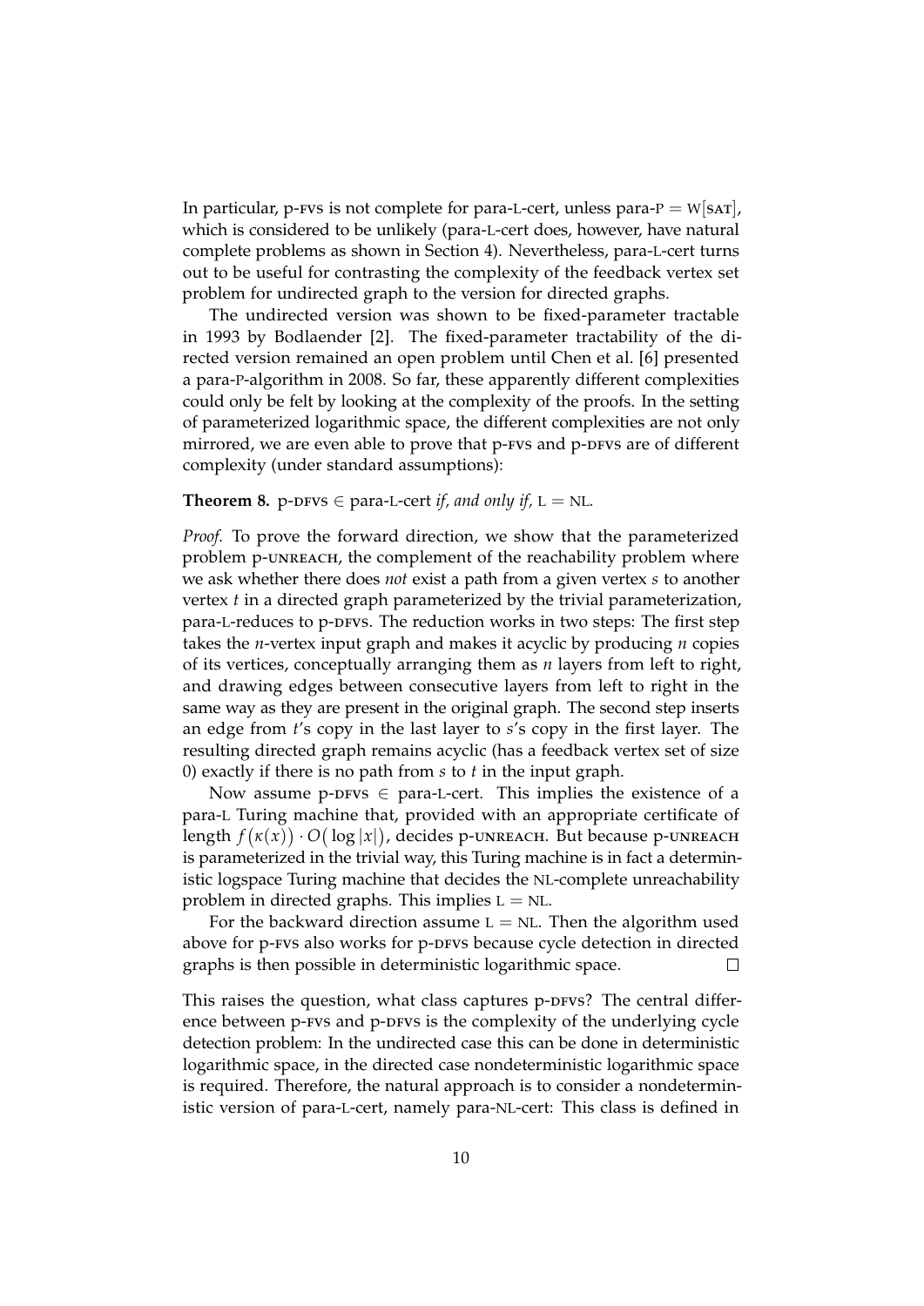In particular, p-FVS is not complete for para-L-cert, unless para-P $=$ W[SAT], which is considered to be unlikely (para-L-cert does, however, have natural complete problems as shown in Section 4). Nevertheless, para-L-cert turns out to be useful for contrasting the complexity of the feedback vertex set problem for undirected graph to the version for directed graphs.

The undirected version was shown to be fixed-parameter tractable in 1993 by Bodlaender [2]. The fixed-parameter tractability of the directed version remained an open problem until Chen et al. [6] presented a para-P-algorithm in 2008. So far, these apparently different complexities could only be felt by looking at the complexity of the proofs. In the setting of parameterized logarithmic space, the different complexities are not only mirrored, we are even able to prove that p-FVS and p-DFVS are of different complexity (under standard assumptions):

**Theorem 8.** p-DFVS $\in$ para-L-cert *if, and only if,* L $=$ NL.

*Proof.* To prove the forward direction, we show that the parameterized problem p-UNREACH, the complement of the reachability problem where we ask whether there does *not* exist a path from a given vertex $s$ to another vertex $t$ in a directed graph parameterized by the trivial parameterization, para-L-reduces to p-DFVS. The reduction works in two steps: The first step takes the $n$-vertex input graph and makes it acyclic by producing $n$ copies of its vertices, conceptually arranging them as $n$ layers from left to right, and drawing edges between consecutive layers from left to right in the same way as they are present in the original graph. The second step inserts an edge from $t$'s copy in the last layer to $s$'s copy in the first layer. The resulting directed graph remains acyclic (has a feedback vertex set of size 0) exactly if there is no path from $s$ to $t$ in the input graph.

Now assume p-DFVS $\in$ para-L-cert. This implies the existence of a para-L Turing machine that, provided with an appropriate certificate of length $f\big(\kappa(x)\big) \cdot O\big(\log |x|\big)$, decides p-UNREACH. But because p-UNREACH is parameterized in the trivial way, this Turing machine is in fact a deterministic logspace Turing machine that decides the NL-complete unreachability problem in directed graphs. This implies L $=$ NL.

For the backward direction assume L $=$ NL. Then the algorithm used above for p-FVS also works for p-DFVS because cycle detection in directed graphs is then possible in deterministic logarithmic space. ∎

This raises the question, what class captures p-DFVS? The central difference between p-FVS and p-DFVS is the complexity of the underlying cycle detection problem: In the undirected case this can be done in deterministic logarithmic space, in the directed case nondeterministic logarithmic space is required. Therefore, the natural approach is to consider a nondeterministic version of para-L-cert, namely para-NL-cert: This class is defined in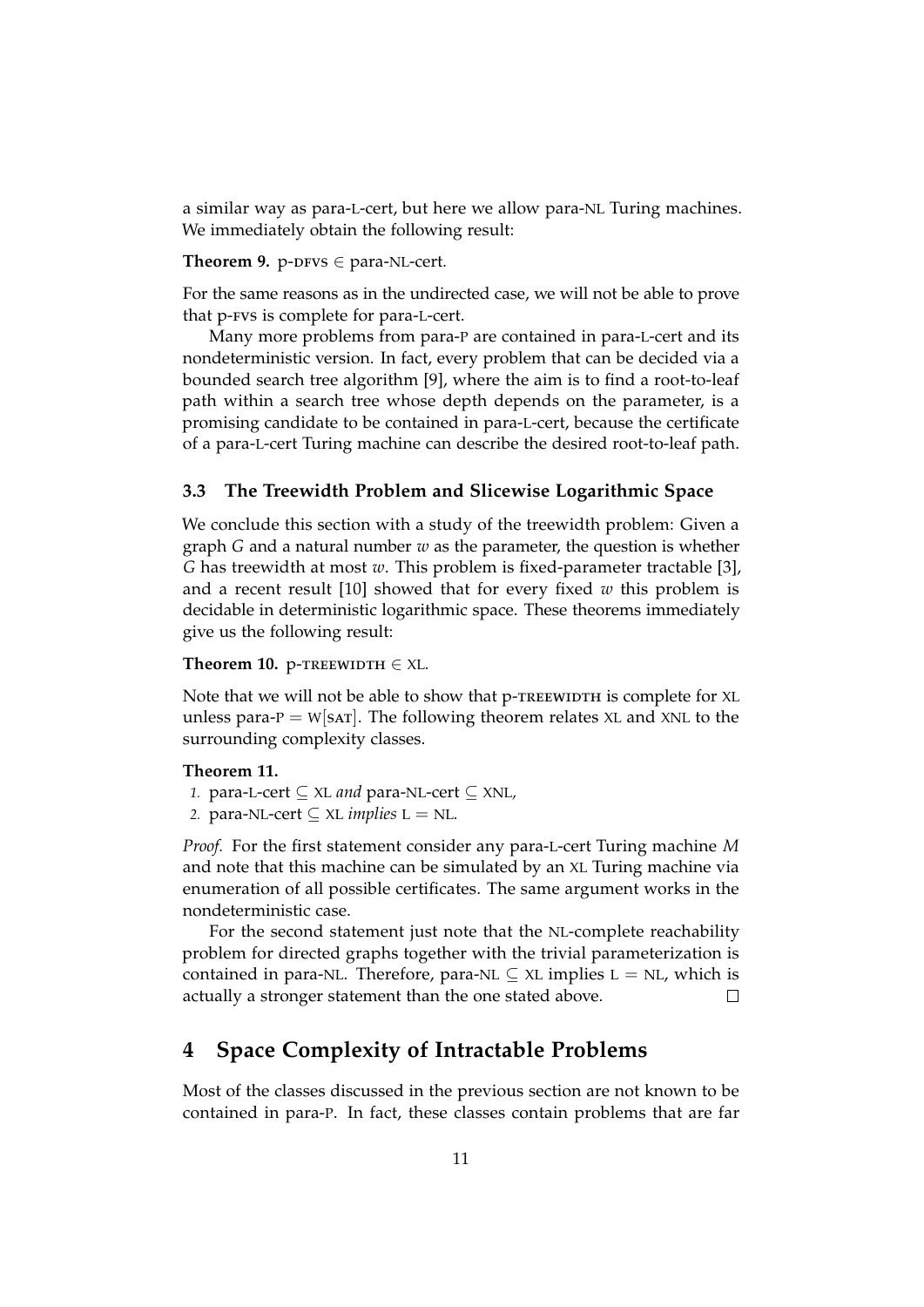a similar way as para-L-cert, but here we allow para-NL Turing machines. We immediately obtain the following result:

**Theorem 9.** p-DFVS $\in$ para-NL-cert.

For the same reasons as in the undirected case, we will not be able to prove that p-FVS is complete for para-L-cert.

Many more problems from para-P are contained in para-L-cert and its nondeterministic version. In fact, every problem that can be decided via a bounded search tree algorithm [9], where the aim is to find a root-to-leaf path within a search tree whose depth depends on the parameter, is a promising candidate to be contained in para-L-cert, because the certificate of a para-L-cert Turing machine can describe the desired root-to-leaf path.

### 3.3 The Treewidth Problem and Slicewise Logarithmic Space

We conclude this section with a study of the treewidth problem: Given a graph $G$ and a natural number $w$ as the parameter, the question is whether $G$ has treewidth at most $w$. This problem is fixed-parameter tractable [3], and a recent result [10] showed that for every fixed $w$ this problem is decidable in deterministic logarithmic space. These theorems immediately give us the following result:

**Theorem 10.** p-TREEWIDTH $\in$ XL.

Note that we will not be able to show that p-TREEWIDTH is complete for XL unless para-P $=$ W[SAT]. The following theorem relates XL and XNL to the surrounding complexity classes.

**Theorem 11.**

1. para-L-cert $\subseteq$ XL *and* para-NL-cert $\subseteq$ XNL*,*
2. para-NL-cert $\subseteq$ XL *implies* L $=$ NL*.*

*Proof.* For the first statement consider any para-L-cert Turing machine $M$ and note that this machine can be simulated by an XL Turing machine via enumeration of all possible certificates. The same argument works in the nondeterministic case.

For the second statement just note that the NL-complete reachability problem for directed graphs together with the trivial parameterization is contained in para-NL. Therefore, para-NL $\subseteq$ XL implies L $=$ NL, which is actually a stronger statement than the one stated above. □

## 4 Space Complexity of Intractable Problems

Most of the classes discussed in the previous section are not known to be contained in para-P. In fact, these classes contain problems that are far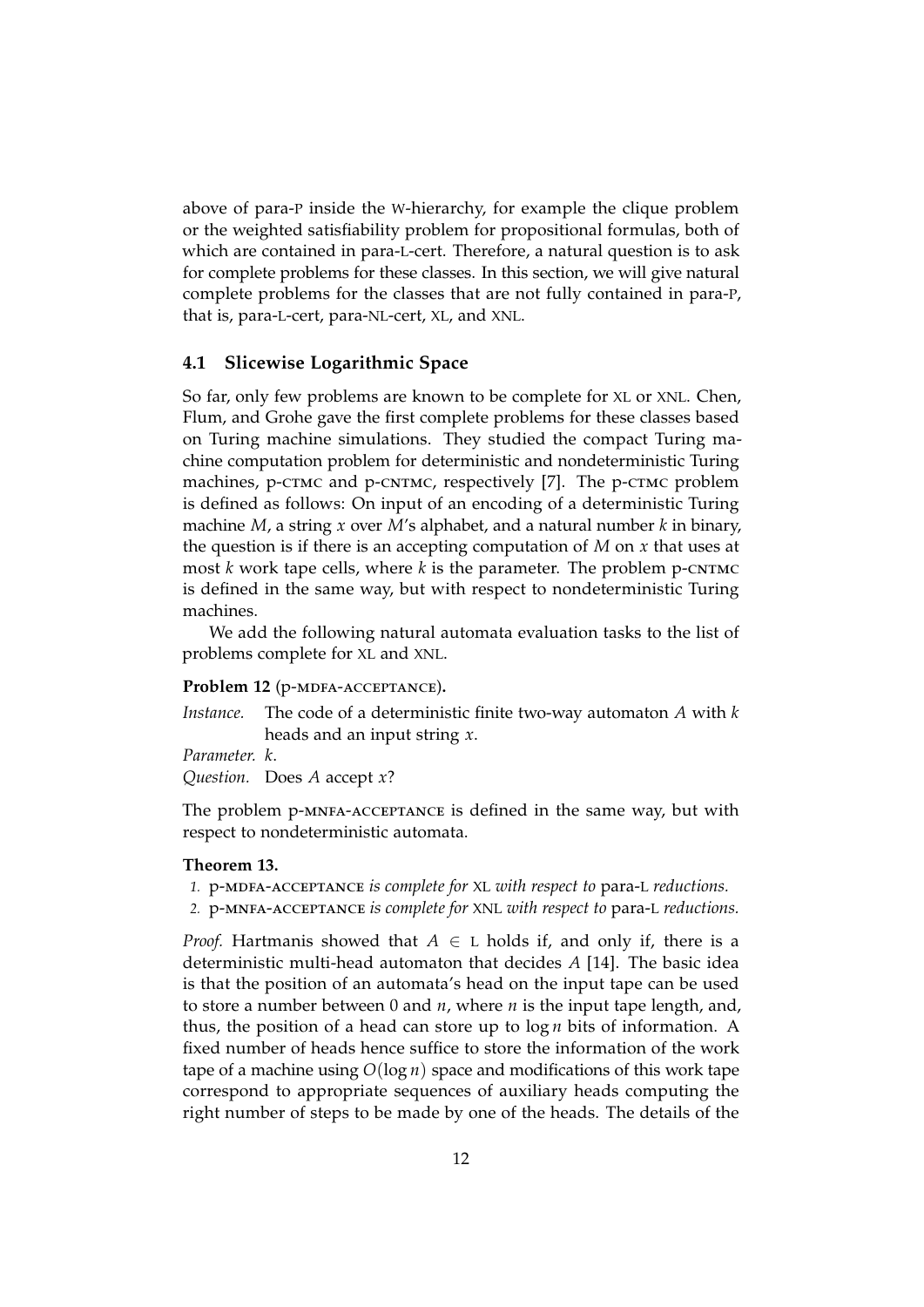above of para-P inside the W-hierarchy, for example the clique problem or the weighted satisfiability problem for propositional formulas, both of which are contained in para-L-cert. Therefore, a natural question is to ask for complete problems for these classes. In this section, we will give natural complete problems for the classes that are not fully contained in para-P, that is, para-L-cert, para-NL-cert, XL, and XNL.

## 4.1 Slicewise Logarithmic Space

So far, only few problems are known to be complete for XL or XNL. Chen, Flum, and Grohe gave the first complete problems for these classes based on Turing machine simulations. They studied the compact Turing machine computation problem for deterministic and nondeterministic Turing machines, p-CTMC and p-CNTMC, respectively [7]. The p-CTMC problem is defined as follows: On input of an encoding of a deterministic Turing machine $M$, a string $x$ over $M$'s alphabet, and a natural number $k$ in binary, the question is if there is an accepting computation of $M$ on $x$ that uses at most $k$ work tape cells, where $k$ is the parameter. The problem p-CNTMC is defined in the same way, but with respect to nondeterministic Turing machines.

We add the following natural automata evaluation tasks to the list of problems complete for XL and XNL.

**Problem 12** (p-MDFA-ACCEPTANCE)**.**

*Instance.* The code of a deterministic finite two-way automaton $A$ with $k$ heads and an input string $x$.

*Parameter.* $k$.

*Question.* Does $A$ accept $x$?

The problem p-MNFA-ACCEPTANCE is defined in the same way, but with respect to nondeterministic automata.

**Theorem 13.**

1. p-MDFA-ACCEPTANCE *is complete for* XL *with respect to* para-L *reductions.*
2. p-MNFA-ACCEPTANCE *is complete for* XNL *with respect to* para-L *reductions.*

*Proof.* Hartmanis showed that $A \in$ L holds if, and only if, there is a deterministic multi-head automaton that decides $A$ [14]. The basic idea is that the position of an automata's head on the input tape can be used to store a number between 0 and $n$, where $n$ is the input tape length, and, thus, the position of a head can store up to $\log n$ bits of information. A fixed number of heads hence suffice to store the information of the work tape of a machine using $O(\log n)$ space and modifications of this work tape correspond to appropriate sequences of auxiliary heads computing the right number of steps to be made by one of the heads. The details of the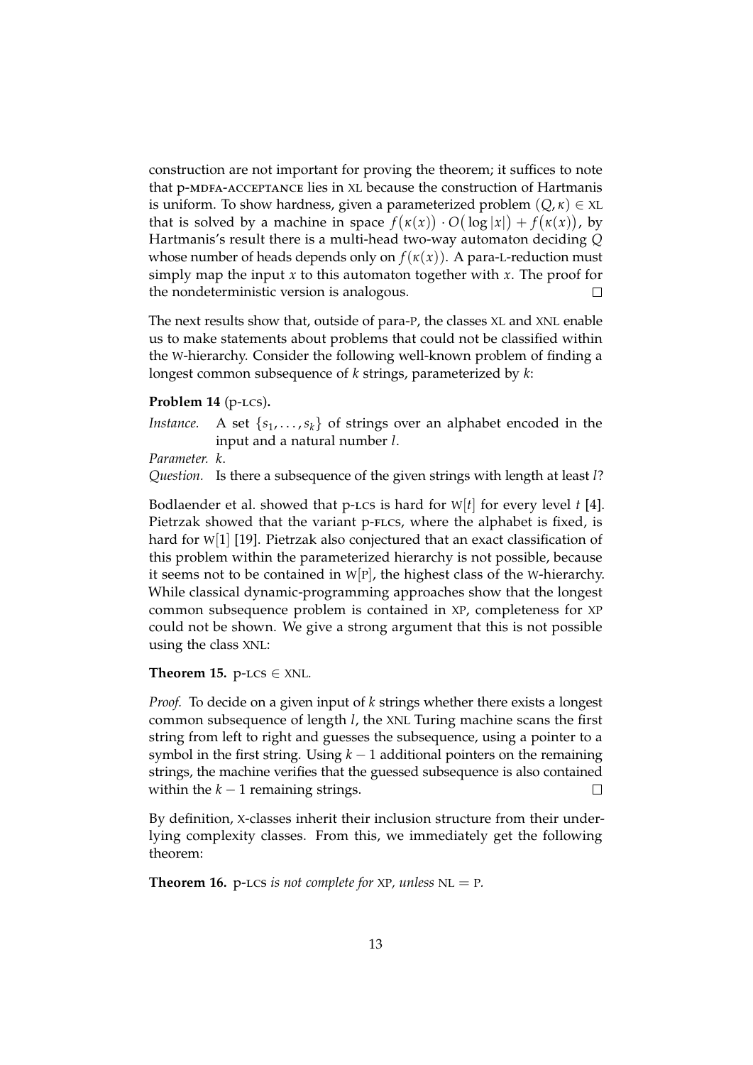construction are not important for proving the theorem; it suffices to note that p-MDFA-ACCEPTANCE lies in XL because the construction of Hartmanis is uniform. To show hardness, given a parameterized problem $(Q, \kappa) \in$ XL that is solved by a machine in space $f(\kappa(x)) \cdot O(\log |x|) + f(\kappa(x))$, by Hartmanis's result there is a multi-head two-way automaton deciding $Q$ whose number of heads depends only on $f(\kappa(x))$. A para-L-reduction must simply map the input $x$ to this automaton together with $x$. The proof for the nondeterministic version is analogous. □

The next results show that, outside of para-P, the classes XL and XNL enable us to make statements about problems that could not be classified within the W-hierarchy. Consider the following well-known problem of finding a longest common subsequence of $k$ strings, parameterized by $k$:

**Problem 14** (p-LCS)**.**

*Instance.* A set $\{s_1, \ldots, s_k\}$ of strings over an alphabet encoded in the input and a natural number $l$.

*Parameter.* $k$.

*Question.* Is there a subsequence of the given strings with length at least $l$?

Bodlaender et al. showed that p-LCS is hard for W[$t$] for every level $t$ [4]. Pietrzak showed that the variant p-FLCS, where the alphabet is fixed, is hard for W[1] [19]. Pietrzak also conjectured that an exact classification of this problem within the parameterized hierarchy is not possible, because it seems not to be contained in W[P], the highest class of the W-hierarchy. While classical dynamic-programming approaches show that the longest common subsequence problem is contained in XP, completeness for XP could not be shown. We give a strong argument that this is not possible using the class XNL:

**Theorem 15.** p-LCS $\in$ XNL*.*

*Proof.* To decide on a given input of $k$ strings whether there exists a longest common subsequence of length $l$, the XNL Turing machine scans the first string from left to right and guesses the subsequence, using a pointer to a symbol in the first string. Using $k - 1$ additional pointers on the remaining strings, the machine verifies that the guessed subsequence is also contained within the $k - 1$ remaining strings. □

By definition, X-classes inherit their inclusion structure from their underlying complexity classes. From this, we immediately get the following theorem:

**Theorem 16.** p-LCS *is not complete for* XP*, unless* NL $=$ P*.*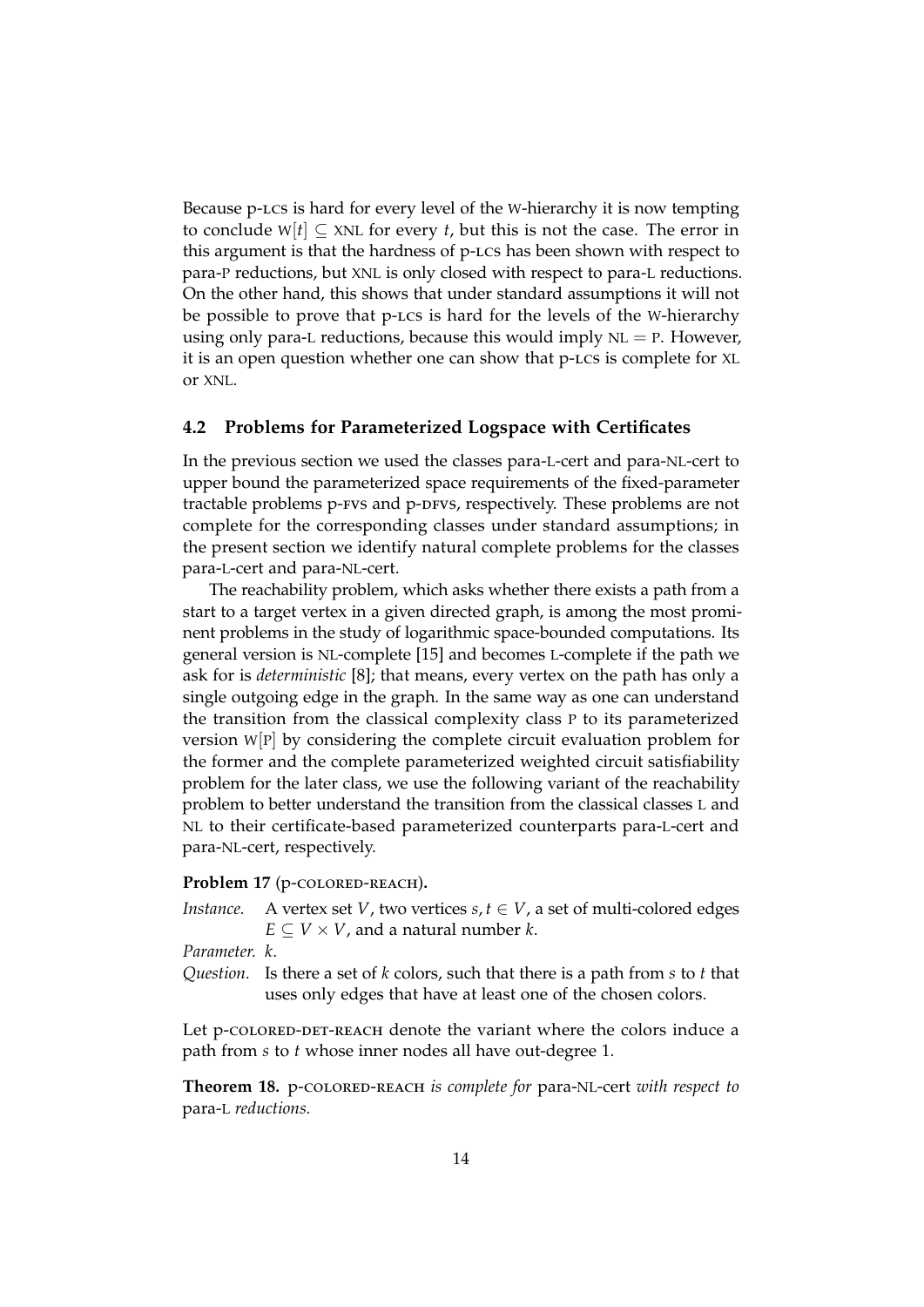Because p-LCS is hard for every level of the W-hierarchy it is now tempting to conclude $W[t] \subseteq XNL$ for every $t$, but this is not the case. The error in this argument is that the hardness of p-LCS has been shown with respect to para-P reductions, but XNL is only closed with respect to para-L reductions. On the other hand, this shows that under standard assumptions it will not be possible to prove that p-LCS is hard for the levels of the W-hierarchy using only para-L reductions, because this would imply $NL = P$. However, it is an open question whether one can show that p-LCS is complete for XL or XNL.

### 4.2 Problems for Parameterized Logspace with Certificates

In the previous section we used the classes para-L-cert and para-NL-cert to upper bound the parameterized space requirements of the fixed-parameter tractable problems p-FVS and p-DFVS, respectively. These problems are not complete for the corresponding classes under standard assumptions; in the present section we identify natural complete problems for the classes para-L-cert and para-NL-cert.

The reachability problem, which asks whether there exists a path from a start to a target vertex in a given directed graph, is among the most prominent problems in the study of logarithmic space-bounded computations. Its general version is NL-complete [15] and becomes L-complete if the path we ask for is *deterministic* [8]; that means, every vertex on the path has only a single outgoing edge in the graph. In the same way as one can understand the transition from the classical complexity class P to its parameterized version W[P] by considering the complete circuit evaluation problem for the former and the complete parameterized weighted circuit satisfiability problem for the later class, we use the following variant of the reachability problem to better understand the transition from the classical classes L and NL to their certificate-based parameterized counterparts para-L-cert and para-NL-cert, respectively.

**Problem 17** (p-COLORED-REACH)**.**

*Instance.* A vertex set $V$, two vertices $s, t \in V$, a set of multi-colored edges $E \subseteq V \times V$, and a natural number $k$.

*Parameter.* $k$.

*Question.* Is there a set of $k$ colors, such that there is a path from $s$ to $t$ that uses only edges that have at least one of the chosen colors.

Let p-COLORED-DET-REACH denote the variant where the colors induce a path from $s$ to $t$ whose inner nodes all have out-degree 1.

**Theorem 18.** *p-COLORED-REACH is complete for* para-NL-cert *with respect to* para-L *reductions.*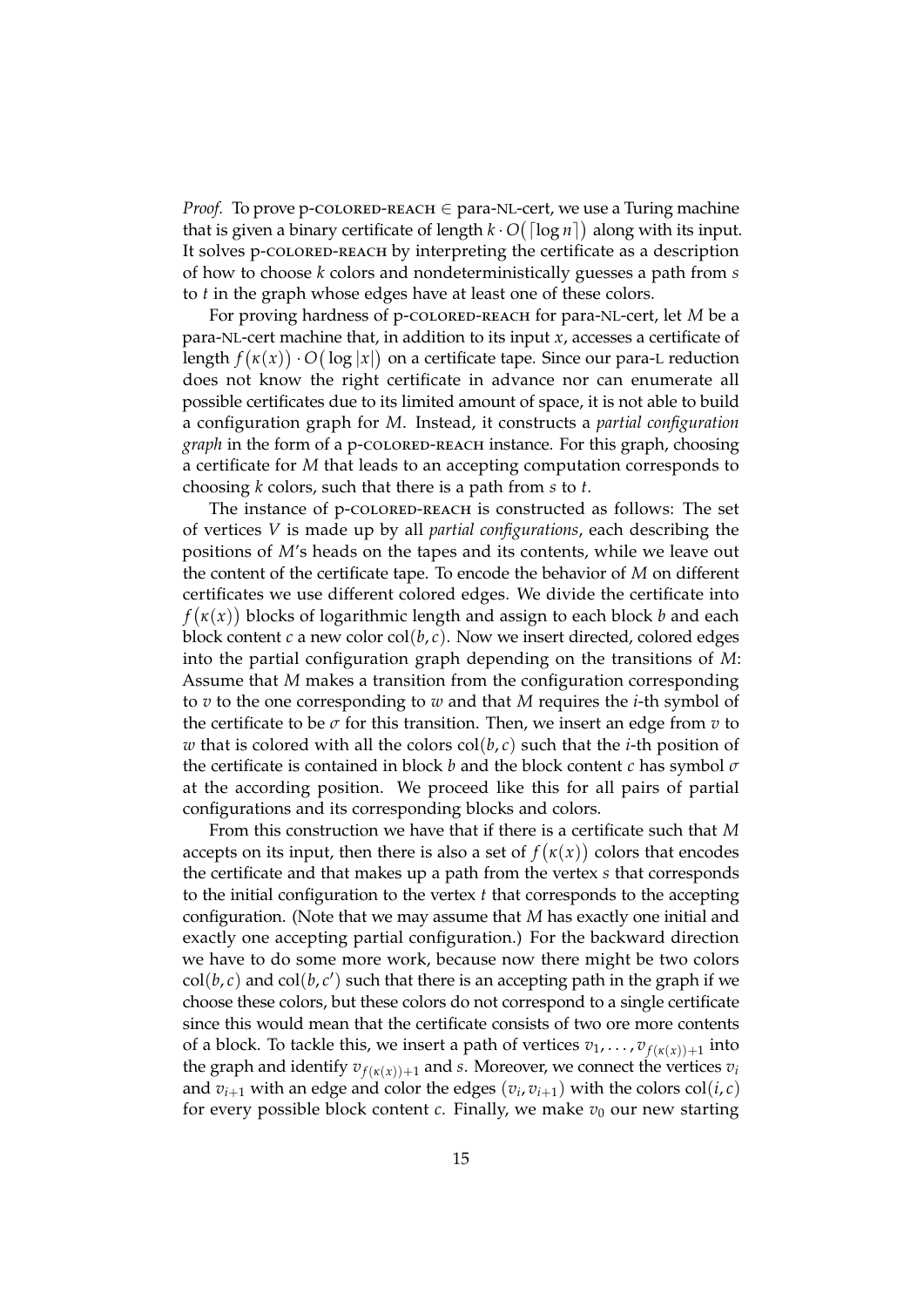*Proof.* To prove p-colored-reach $\in$ para-NL-cert, we use a Turing machine that is given a binary certificate of length $k \cdot O(\lceil \log n \rceil)$ along with its input. It solves p-colored-reach by interpreting the certificate as a description of how to choose $k$ colors and nondeterministically guesses a path from $s$ to $t$ in the graph whose edges have at least one of these colors.

For proving hardness of p-colored-reach for para-NL-cert, let $M$ be a para-NL-cert machine that, in addition to its input $x$, accesses a certificate of length $f(\kappa(x)) \cdot O(\log |x|)$ on a certificate tape. Since our para-L reduction does not know the right certificate in advance nor can enumerate all possible certificates due to its limited amount of space, it is not able to build a configuration graph for $M$. Instead, it constructs a *partial configuration graph* in the form of a p-colored-reach instance. For this graph, choosing a certificate for $M$ that leads to an accepting computation corresponds to choosing $k$ colors, such that there is a path from $s$ to $t$.

The instance of p-colored-reach is constructed as follows: The set of vertices $V$ is made up by all *partial configurations*, each describing the positions of $M$'s heads on the tapes and its contents, while we leave out the content of the certificate tape. To encode the behavior of $M$ on different certificates we use different colored edges. We divide the certificate into $f(\kappa(x))$ blocks of logarithmic length and assign to each block $b$ and each block content $c$ a new color $\mathrm{col}(b, c)$. Now we insert directed, colored edges into the partial configuration graph depending on the transitions of $M$: Assume that $M$ makes a transition from the configuration corresponding to $v$ to the one corresponding to $w$ and that $M$ requires the $i$-th symbol of the certificate to be $\sigma$ for this transition. Then, we insert an edge from $v$ to $w$ that is colored with all the colors $\mathrm{col}(b, c)$ such that the $i$-th position of the certificate is contained in block $b$ and the block content $c$ has symbol $\sigma$ at the according position. We proceed like this for all pairs of partial configurations and its corresponding blocks and colors.

From this construction we have that if there is a certificate such that $M$ accepts on its input, then there is also a set of $f(\kappa(x))$ colors that encodes the certificate and that makes up a path from the vertex $s$ that corresponds to the initial configuration to the vertex $t$ that corresponds to the accepting configuration. (Note that we may assume that $M$ has exactly one initial and exactly one accepting partial configuration.) For the backward direction we have to do some more work, because now there might be two colors $\mathrm{col}(b, c)$ and $\mathrm{col}(b, c')$ such that there is an accepting path in the graph if we choose these colors, but these colors do not correspond to a single certificate since this would mean that the certificate consists of two ore more contents of a block. To tackle this, we insert a path of vertices $v_1, \dots, v_{f(\kappa(x))+1}$ into the graph and identify $v_{f(\kappa(x))+1}$ and $s$. Moreover, we connect the vertices $v_i$ and $v_{i+1}$ with an edge and color the edges $(v_i, v_{i+1})$ with the colors $\mathrm{col}(i, c)$ for every possible block content $c$. Finally, we make $v_0$ our new starting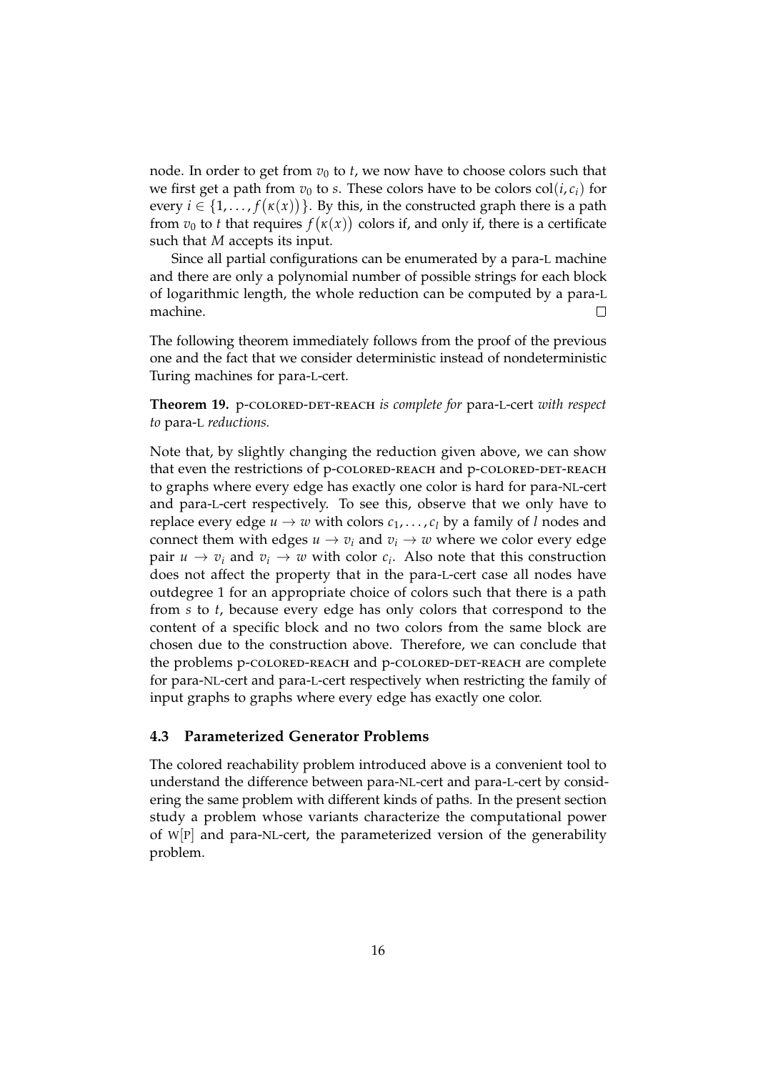node. In order to get from $v_0$ to $t$, we now have to choose colors such that we first get a path from $v_0$ to $s$. These colors have to be colors $\mathrm{col}(i, c_i)$ for every $i \in \{1, \dots, f(\kappa(x))\}$. By this, in the constructed graph there is a path from $v_0$ to $t$ that requires $f(\kappa(x))$ colors if, and only if, there is a certificate such that $M$ accepts its input.

Since all partial configurations can be enumerated by a para-L machine and there are only a polynomial number of possible strings for each block of logarithmic length, the whole reduction can be computed by a para-L machine. □

The following theorem immediately follows from the proof of the previous one and the fact that we consider deterministic instead of nondeterministic Turing machines for para-L-cert.

**Theorem 19.** p-COLORED-DET-REACH *is complete for* para-L-cert *with respect to* para-L *reductions.*

Note that, by slightly changing the reduction given above, we can show that even the restrictions of p-COLORED-REACH and p-COLORED-DET-REACH to graphs where every edge has exactly one color is hard for para-NL-cert and para-L-cert respectively. To see this, observe that we only have to replace every edge $u \to w$ with colors $c_1, \dots, c_l$ by a family of $l$ nodes and connect them with edges $u \to v_i$ and $v_i \to w$ where we color every edge pair $u \to v_i$ and $v_i \to w$ with color $c_i$. Also note that this construction does not affect the property that in the para-L-cert case all nodes have outdegree 1 for an appropriate choice of colors such that there is a path from $s$ to $t$, because every edge has only colors that correspond to the content of a specific block and no two colors from the same block are chosen due to the construction above. Therefore, we can conclude that the problems p-COLORED-REACH and p-COLORED-DET-REACH are complete for para-NL-cert and para-L-cert respectively when restricting the family of input graphs to graphs where every edge has exactly one color.

### 4.3 Parameterized Generator Problems

The colored reachability problem introduced above is a convenient tool to understand the difference between para-NL-cert and para-L-cert by considering the same problem with different kinds of paths. In the present section study a problem whose variants characterize the computational power of W[P] and para-NL-cert, the parameterized version of the generability problem.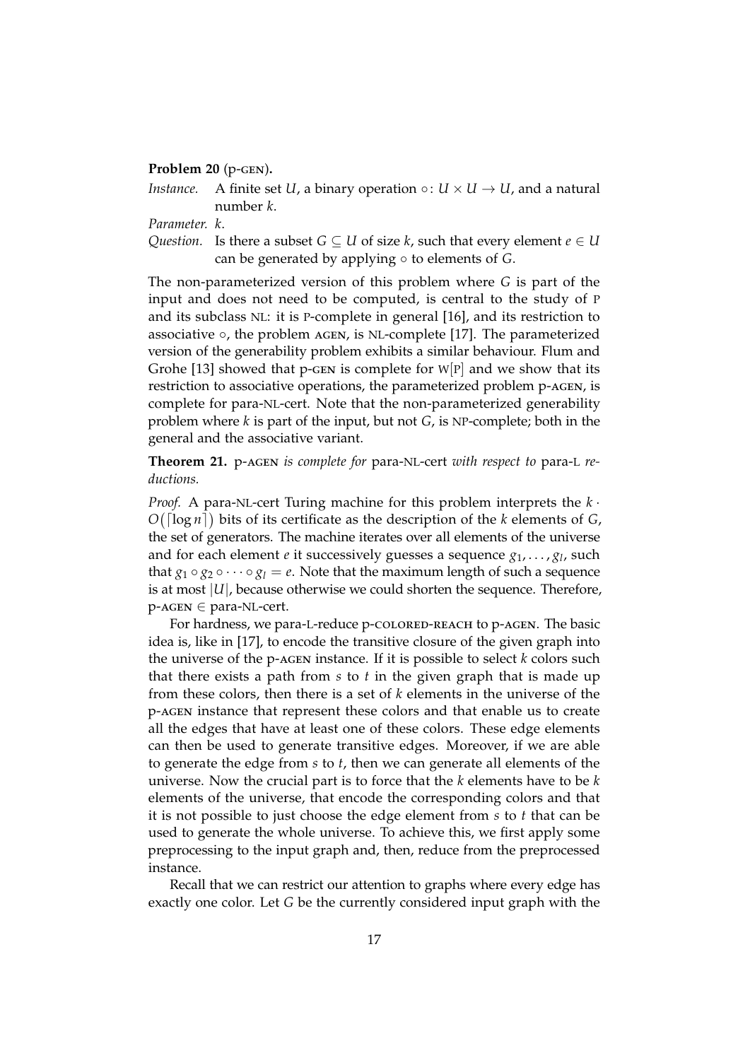**Problem 20** (p-GEN)**.**

*Instance.* A finite set $U$, a binary operation $\circ\colon U \times U \to U$, and a natural number $k$.

*Parameter.* $k$.

*Question.* Is there a subset $G \subseteq U$ of size $k$, such that every element $e \in U$ can be generated by applying $\circ$ to elements of $G$.

The non-parameterized version of this problem where $G$ is part of the input and does not need to be computed, is central to the study of P and its subclass NL: it is P-complete in general [16], and its restriction to associative $\circ$, the problem AGEN, is NL-complete [17]. The parameterized version of the generability problem exhibits a similar behaviour. Flum and Grohe [13] showed that p-GEN is complete for W[P] and we show that its restriction to associative operations, the parameterized problem p-AGEN, is complete for para-NL-cert. Note that the non-parameterized generability problem where $k$ is part of the input, but not $G$, is NP-complete; both in the general and the associative variant.

**Theorem 21.** *p-AGEN is complete for para-NL-cert with respect to para-L reductions.*

*Proof.* A para-NL-cert Turing machine for this problem interprets the $k \cdot O(\lceil \log n \rceil)$ bits of its certificate as the description of the $k$ elements of $G$, the set of generators. The machine iterates over all elements of the universe and for each element $e$ it successively guesses a sequence $g_1, \ldots, g_l$, such that $g_1 \circ g_2 \circ \cdots \circ g_l = e$. Note that the maximum length of such a sequence is at most $|U|$, because otherwise we could shorten the sequence. Therefore, p-AGEN $\in$ para-NL-cert.

For hardness, we para-L-reduce p-COLORED-REACH to p-AGEN. The basic idea is, like in [17], to encode the transitive closure of the given graph into the universe of the p-AGEN instance. If it is possible to select $k$ colors such that there exists a path from $s$ to $t$ in the given graph that is made up from these colors, then there is a set of $k$ elements in the universe of the p-AGEN instance that represent these colors and that enable us to create all the edges that have at least one of these colors. These edge elements can then be used to generate transitive edges. Moreover, if we are able to generate the edge from $s$ to $t$, then we can generate all elements of the universe. Now the crucial part is to force that the $k$ elements have to be $k$ elements of the universe, that encode the corresponding colors and that it is not possible to just choose the edge element from $s$ to $t$ that can be used to generate the whole universe. To achieve this, we first apply some preprocessing to the input graph and, then, reduce from the preprocessed instance.

Recall that we can restrict our attention to graphs where every edge has exactly one color. Let $G$ be the currently considered input graph with the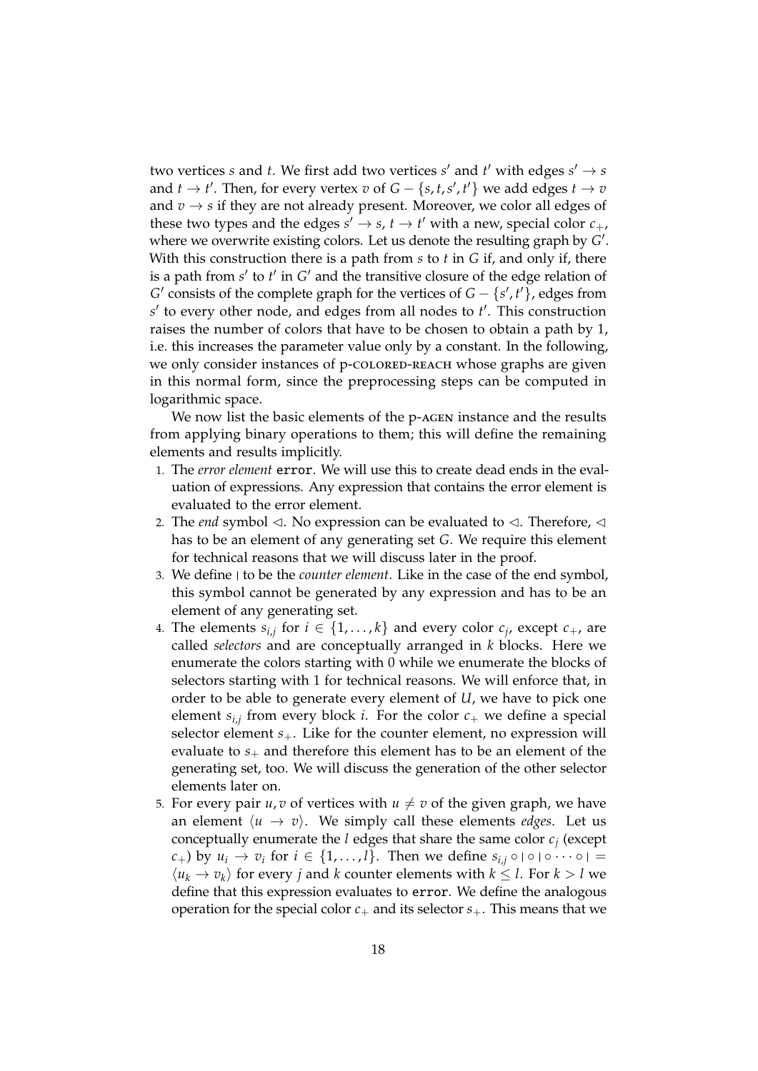two vertices $s$ and $t$. We first add two vertices $s'$ and $t'$ with edges $s' \rightarrow s$ and $t \rightarrow t'$. Then, for every vertex $v$ of $G - \{s, t, s', t'\}$ we add edges $t \rightarrow v$ and $v \rightarrow s$ if they are not already present. Moreover, we color all edges of these two types and the edges $s' \rightarrow s$, $t \rightarrow t'$ with a new, special color $c_+$, where we overwrite existing colors. Let us denote the resulting graph by $G'$. With this construction there is a path from $s$ to $t$ in $G$ if, and only if, there is a path from $s'$ to $t'$ in $G'$ and the transitive closure of the edge relation of $G'$ consists of the complete graph for the vertices of $G - \{s', t'\}$, edges from $s'$ to every other node, and edges from all nodes to $t'$. This construction raises the number of colors that have to be chosen to obtain a path by 1, i.e. this increases the parameter value only by a constant. In the following, we only consider instances of p-COLORED-REACH whose graphs are given in this normal form, since the preprocessing steps can be computed in logarithmic space.

We now list the basic elements of the p-AGEN instance and the results from applying binary operations to them; this will define the remaining elements and results implicitly.

1. The *error element* `error`. We will use this to create dead ends in the evaluation of expressions. Any expression that contains the error element is evaluated to the error element.
2. The *end* symbol $\lhd$. No expression can be evaluated to $\lhd$. Therefore, $\lhd$ has to be an element of any generating set $G$. We require this element for technical reasons that we will discuss later in the proof.
3. We define $|$ to be the *counter element*. Like in the case of the end symbol, this symbol cannot be generated by any expression and has to be an element of any generating set.
4. The elements $s_{i,j}$ for $i \in \{1, \ldots, k\}$ and every color $c_j$, except $c_+$, are called *selectors* and are conceptually arranged in $k$ blocks. Here we enumerate the colors starting with 0 while we enumerate the blocks of selectors starting with 1 for technical reasons. We will enforce that, in order to be able to generate every element of $U$, we have to pick one element $s_{i,j}$ from every block $i$. For the color $c_+$ we define a special selector element $s_+$. Like for the counter element, no expression will evaluate to $s_+$ and therefore this element has to be an element of the generating set, too. We will discuss the generation of the other selector elements later on.
5. For every pair $u, v$ of vertices with $u \neq v$ of the given graph, we have an element $\langle u \rightarrow v \rangle$. We simply call these elements *edges*. Let us conceptually enumerate the $l$ edges that share the same color $c_j$ (except $c_+$) by $u_i \rightarrow v_i$ for $i \in \{1, \ldots, l\}$. Then we define $s_{i,j} \circ | \circ | \circ \cdots \circ | = \langle u_k \rightarrow v_k \rangle$ for every $j$ and $k$ counter elements with $k \leq l$. For $k > l$ we define that this expression evaluates to `error`. We define the analogous operation for the special color $c_+$ and its selector $s_+$. This means that we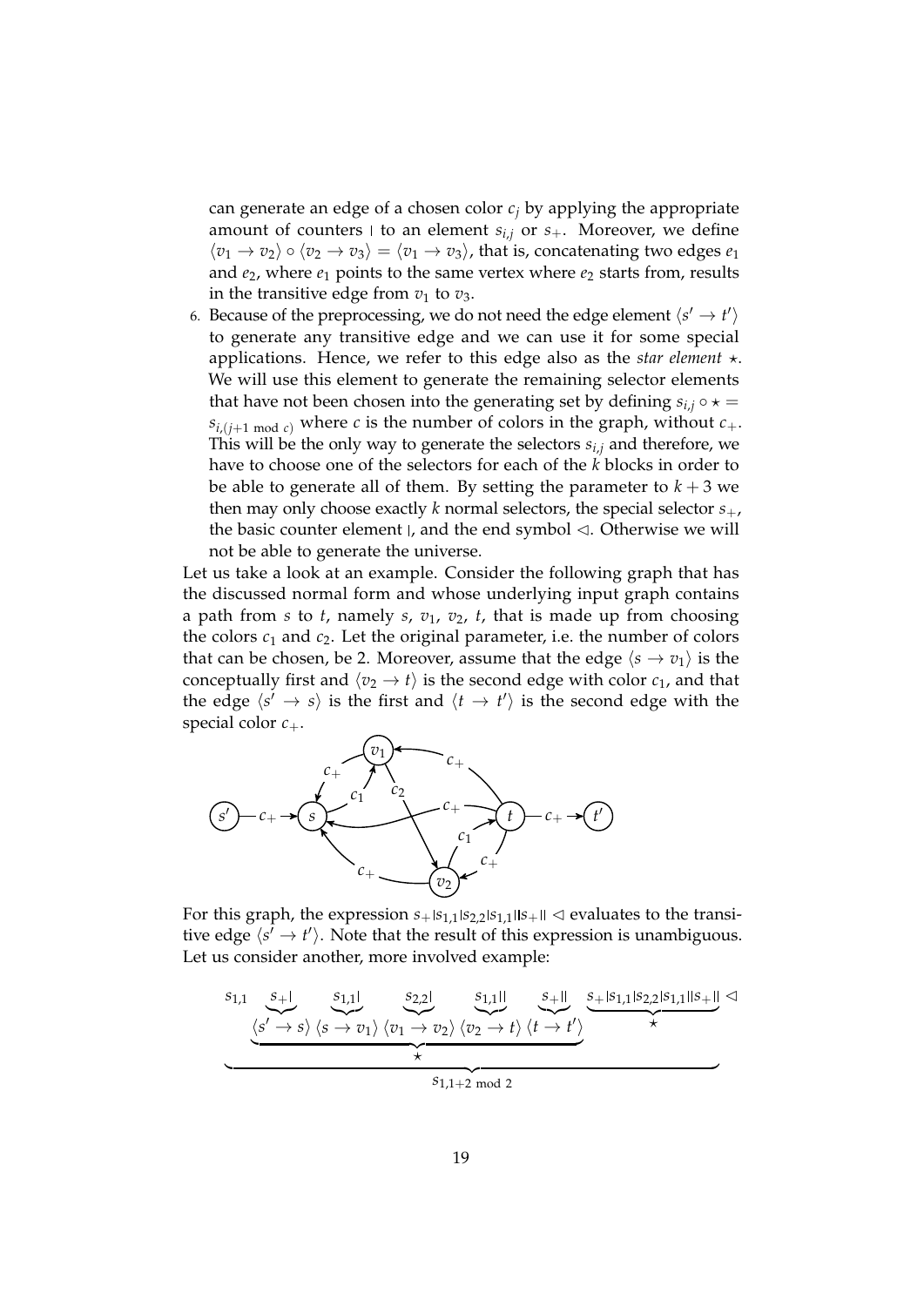can generate an edge of a chosen color $c_j$ by applying the appropriate amount of counters $|$ to an element $s_{i,j}$ or $s_+$. Moreover, we define $\langle v_1 \to v_2 \rangle \circ \langle v_2 \to v_3 \rangle = \langle v_1 \to v_3 \rangle$, that is, concatenating two edges $e_1$ and $e_2$, where $e_1$ points to the same vertex where $e_2$ starts from, results in the transitive edge from $v_1$ to $v_3$.

6. Because of the preprocessing, we do not need the edge element $\langle s' \to t' \rangle$ to generate any transitive edge and we can use it for some special applications. Hence, we refer to this edge also as the *star element* $\star$. We will use this element to generate the remaining selector elements that have not been chosen into the generating set by defining $s_{i,j} \circ \star = s_{i,(j+1 \bmod c)}$ where $c$ is the number of colors in the graph, without $c_+$. This will be the only way to generate the selectors $s_{i,j}$ and therefore, we have to choose one of the selectors for each of the $k$ blocks in order to be able to generate all of them. By setting the parameter to $k+3$ we then may only choose exactly $k$ normal selectors, the special selector $s_+$, the basic counter element $|$, and the end symbol $\lhd$. Otherwise we will not be able to generate the universe.

Let us take a look at an example. Consider the following graph that has the discussed normal form and whose underlying input graph contains a path from $s$ to $t$, namely $s$, $v_1$, $v_2$, $t$, that is made up from choosing the colors $c_1$ and $c_2$. Let the original parameter, i.e. the number of colors that can be chosen, be 2. Moreover, assume that the edge $\langle s \to v_1 \rangle$ is the conceptually first and $\langle v_2 \to t \rangle$ is the second edge with color $c_1$, and that the edge $\langle s' \to s \rangle$ is the first and $\langle t \to t' \rangle$ is the second edge with the special color $c_+$.

For this graph, the expression $s_+|s_{1,1}|s_{2,2}|s_{1,1}||s_+|| \lhd$ evaluates to the transitive edge $\langle s' \to t' \rangle$. Note that the result of this expression is unambiguous. Let us consider another, more involved example:

$$\underbrace{s_{1,1}\ \underbrace{\underbrace{s_+|}_{\langle s' \to s \rangle}\ \underbrace{s_{1,1}|}_{\langle s \to v_1 \rangle}\ \underbrace{s_{2,2}|}_{\langle v_1 \to v_2 \rangle}\ \underbrace{s_{1,1}||}_{\langle v_2 \to t \rangle}\ \underbrace{s_+||}_{\langle t \to t' \rangle}}_{\star}\ \underbrace{s_+|s_{1,1}|s_{2,2}|s_{1,1}||s_+||}_{\star}}_{s_{1,1+2 \bmod 2}} \lhd$$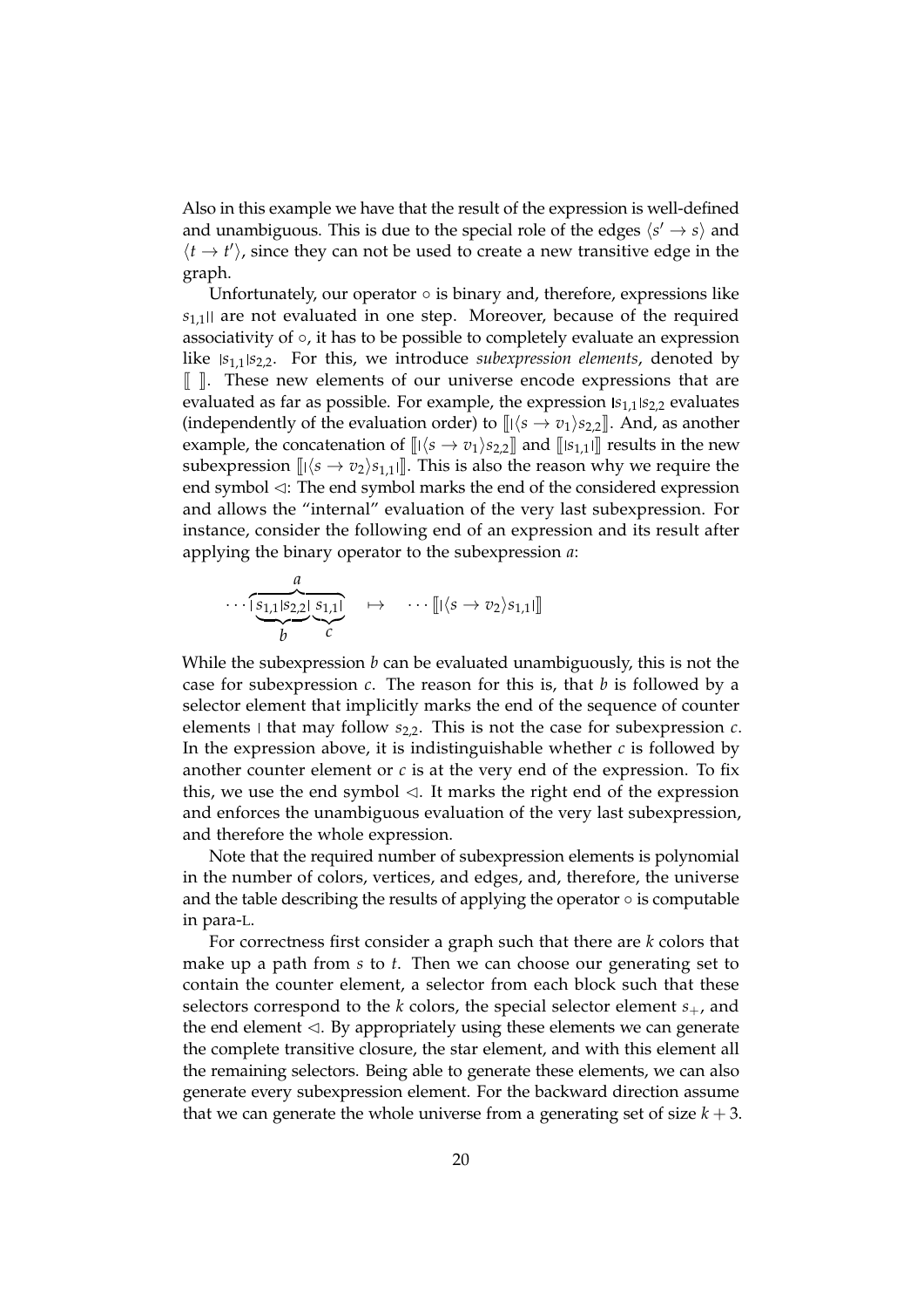Also in this example we have that the result of the expression is well-defined and unambiguous. This is due to the special role of the edges $\langle s' \to s \rangle$ and $\langle t \to t' \rangle$, since they can not be used to create a new transitive edge in the graph.

Unfortunately, our operator $\circ$ is binary and, therefore, expressions like $s_{1,1}||$ are not evaluated in one step. Moreover, because of the required associativity of $\circ$, it has to be possible to completely evaluate an expression like $|s_{1,1}|s_{2,2}$. For this, we introduce *subexpression elements*, denoted by $[\![\ ]\!]$. These new elements of our universe encode expressions that are evaluated as far as possible. For example, the expression $|s_{1,1}|s_{2,2}$ evaluates (independently of the evaluation order) to $[\![|\langle s \to v_1 \rangle s_{2,2}]\!]$. And, as another example, the concatenation of $[\![|\langle s \to v_1 \rangle s_{2,2}]\!]$ and $[\![|s_{1,1}|]\!]$ results in the new subexpression $[\![|\langle s \to v_2 \rangle s_{1,1}|]\!]$. This is also the reason why we require the end symbol $\lhd$: The end symbol marks the end of the considered expression and allows the "internal" evaluation of the very last subexpression. For instance, consider the following end of an expression and its result after applying the binary operator to the subexpression $a$:

$$\cdots \overbrace{\underbrace{|s_{1,1}|s_{2,2}|}_{b}\underbrace{s_{1,1}|}_{c}}^{a} \quad \mapsto \quad \cdots [\![|\langle s \to v_2 \rangle s_{1,1}|]\!]$$

While the subexpression $b$ can be evaluated unambiguously, this is not the case for subexpression $c$. The reason for this is, that $b$ is followed by a selector element that implicitly marks the end of the sequence of counter elements $|$ that may follow $s_{2,2}$. This is not the case for subexpression $c$. In the expression above, it is indistinguishable whether $c$ is followed by another counter element or $c$ is at the very end of the expression. To fix this, we use the end symbol $\lhd$. It marks the right end of the expression and enforces the unambiguous evaluation of the very last subexpression, and therefore the whole expression.

Note that the required number of subexpression elements is polynomial in the number of colors, vertices, and edges, and, therefore, the universe and the table describing the results of applying the operator $\circ$ is computable in para-L.

For correctness first consider a graph such that there are $k$ colors that make up a path from $s$ to $t$. Then we can choose our generating set to contain the counter element, a selector from each block such that these selectors correspond to the $k$ colors, the special selector element $s_+$, and the end element $\lhd$. By appropriately using these elements we can generate the complete transitive closure, the star element, and with this element all the remaining selectors. Being able to generate these elements, we can also generate every subexpression element. For the backward direction assume that we can generate the whole universe from a generating set of size $k+3$.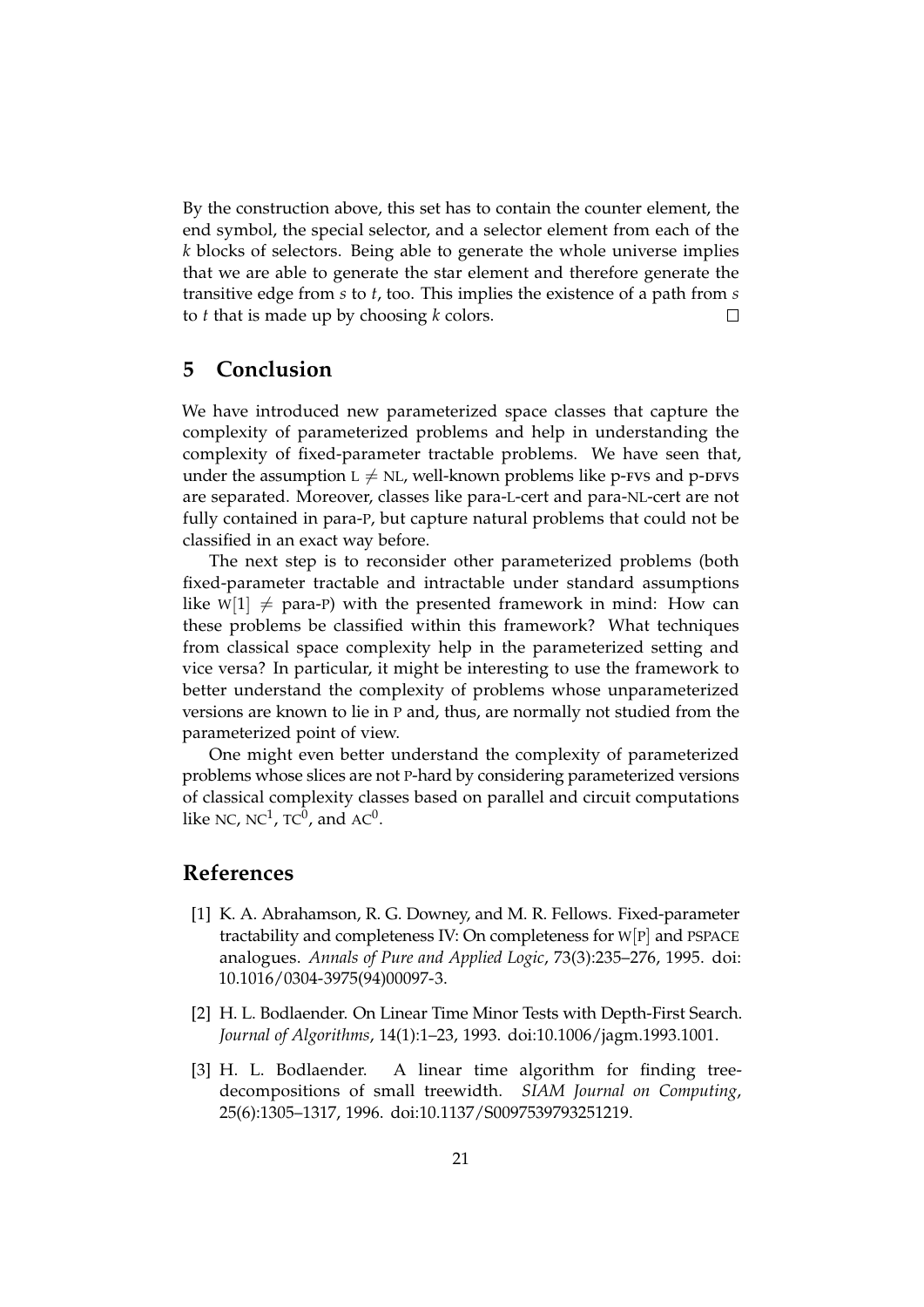By the construction above, this set has to contain the counter element, the end symbol, the special selector, and a selector element from each of the $k$ blocks of selectors. Being able to generate the whole universe implies that we are able to generate the star element and therefore generate the transitive edge from $s$ to $t$, too. This implies the existence of a path from $s$ to $t$ that is made up by choosing $k$ colors. □

## 5 Conclusion

We have introduced new parameterized space classes that capture the complexity of parameterized problems and help in understanding the complexity of fixed-parameter tractable problems. We have seen that, under the assumption $\text{L} \neq \text{NL}$, well-known problems like p-FVS and p-DFVS are separated. Moreover, classes like para-L-cert and para-NL-cert are not fully contained in para-P, but capture natural problems that could not be classified in an exact way before.

The next step is to reconsider other parameterized problems (both fixed-parameter tractable and intractable under standard assumptions like $\text{W}[1] \neq$ para-P) with the presented framework in mind: How can these problems be classified within this framework? What techniques from classical space complexity help in the parameterized setting and vice versa? In particular, it might be interesting to use the framework to better understand the complexity of problems whose unparameterized versions are known to lie in P and, thus, are normally not studied from the parameterized point of view.

One might even better understand the complexity of parameterized problems whose slices are not P-hard by considering parameterized versions of classical complexity classes based on parallel and circuit computations like NC, $\text{NC}^1$, $\text{TC}^0$, and $\text{AC}^0$.

## References

[1] K. A. Abrahamson, R. G. Downey, and M. R. Fellows. Fixed-parameter tractability and completeness IV: On completeness for W[P] and PSPACE analogues. *Annals of Pure and Applied Logic*, 73(3):235–276, 1995. doi: 10.1016/0304-3975(94)00097-3.

[2] H. L. Bodlaender. On Linear Time Minor Tests with Depth-First Search. *Journal of Algorithms*, 14(1):1–23, 1993. doi:10.1006/jagm.1993.1001.

[3] H. L. Bodlaender. A linear time algorithm for finding tree-decompositions of small treewidth. *SIAM Journal on Computing*, 25(6):1305–1317, 1996. doi:10.1137/S0097539793251219.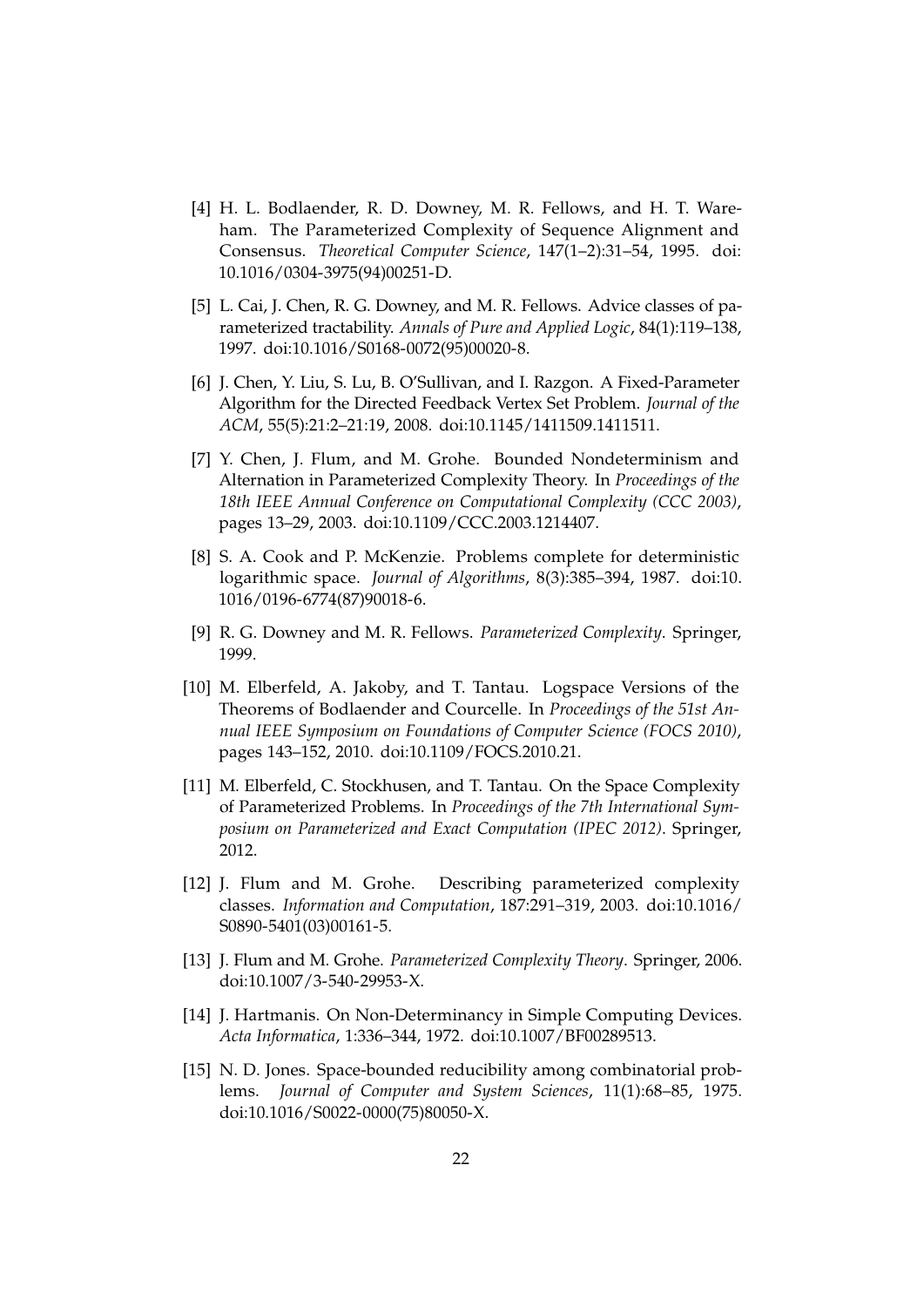[4] H. L. Bodlaender, R. D. Downey, M. R. Fellows, and H. T. Wareham. The Parameterized Complexity of Sequence Alignment and Consensus. *Theoretical Computer Science*, 147(1–2):31–54, 1995. doi: 10.1016/0304-3975(94)00251-D.

[5] L. Cai, J. Chen, R. G. Downey, and M. R. Fellows. Advice classes of parameterized tractability. *Annals of Pure and Applied Logic*, 84(1):119–138, 1997. doi:10.1016/S0168-0072(95)00020-8.

[6] J. Chen, Y. Liu, S. Lu, B. O'Sullivan, and I. Razgon. A Fixed-Parameter Algorithm for the Directed Feedback Vertex Set Problem. *Journal of the ACM*, 55(5):21:2–21:19, 2008. doi:10.1145/1411509.1411511.

[7] Y. Chen, J. Flum, and M. Grohe. Bounded Nondeterminism and Alternation in Parameterized Complexity Theory. In *Proceedings of the 18th IEEE Annual Conference on Computational Complexity (CCC 2003)*, pages 13–29, 2003. doi:10.1109/CCC.2003.1214407.

[8] S. A. Cook and P. McKenzie. Problems complete for deterministic logarithmic space. *Journal of Algorithms*, 8(3):385–394, 1987. doi:10.1016/0196-6774(87)90018-6.

[9] R. G. Downey and M. R. Fellows. *Parameterized Complexity*. Springer, 1999.

[10] M. Elberfeld, A. Jakoby, and T. Tantau. Logspace Versions of the Theorems of Bodlaender and Courcelle. In *Proceedings of the 51st Annual IEEE Symposium on Foundations of Computer Science (FOCS 2010)*, pages 143–152, 2010. doi:10.1109/FOCS.2010.21.

[11] M. Elberfeld, C. Stockhusen, and T. Tantau. On the Space Complexity of Parameterized Problems. In *Proceedings of the 7th International Symposium on Parameterized and Exact Computation (IPEC 2012)*. Springer, 2012.

[12] J. Flum and M. Grohe. Describing parameterized complexity classes. *Information and Computation*, 187:291–319, 2003. doi:10.1016/S0890-5401(03)00161-5.

[13] J. Flum and M. Grohe. *Parameterized Complexity Theory*. Springer, 2006. doi:10.1007/3-540-29953-X.

[14] J. Hartmanis. On Non-Determinancy in Simple Computing Devices. *Acta Informatica*, 1:336–344, 1972. doi:10.1007/BF00289513.

[15] N. D. Jones. Space-bounded reducibility among combinatorial problems. *Journal of Computer and System Sciences*, 11(1):68–85, 1975. doi:10.1016/S0022-0000(75)80050-X.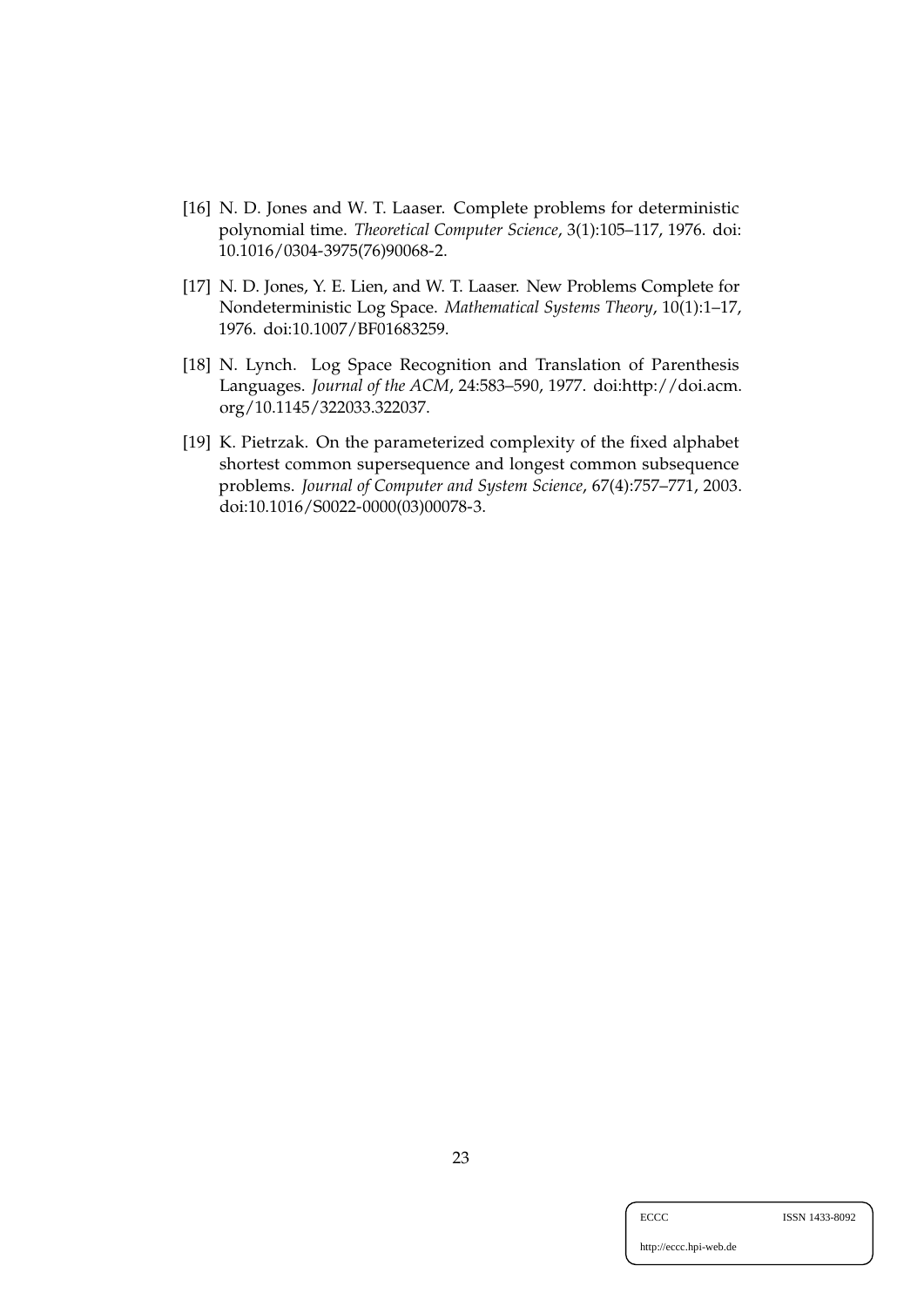[16] N. D. Jones and W. T. Laaser. Complete problems for deterministic polynomial time. *Theoretical Computer Science*, 3(1):105–117, 1976. doi: 10.1016/0304-3975(76)90068-2.

[17] N. D. Jones, Y. E. Lien, and W. T. Laaser. New Problems Complete for Nondeterministic Log Space. *Mathematical Systems Theory*, 10(1):1–17, 1976. doi:10.1007/BF01683259.

[18] N. Lynch. Log Space Recognition and Translation of Parenthesis Languages. *Journal of the ACM*, 24:583–590, 1977. doi:http://doi.acm.org/10.1145/322033.322037.

[19] K. Pietrzak. On the parameterized complexity of the fixed alphabet shortest common supersequence and longest common subsequence problems. *Journal of Computer and System Science*, 67(4):757–771, 2003. doi:10.1016/S0022-0000(03)00078-3.

ECCC ISSN 1433-8092

http://eccc.hpi-web.de